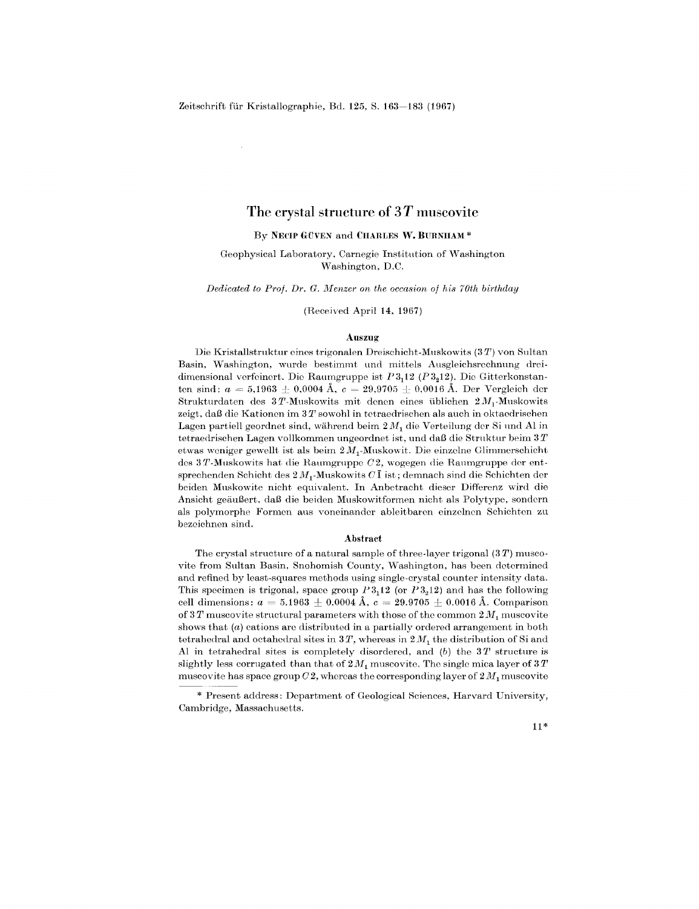# The crystal structure of 3 T muscovite

By **Necip Güven** and **Charles W. Burnham** *

Geophysical Laboratory, Carnegie Institution of Washington
Washington, D.C.

*Dedicated to Prof. Dr. G. Menzer on the occasion of his 70th birthday*

(Received April 14, 1967)

### Auszug

Die Kristallstruktur eines trigonalen Dreischicht-Muskowits ($3T$) von Sultan Basin, Washington, wurde bestimmt und mittels Ausgleichsrechnung dreidimensional verfeinert. Die Raumgruppe ist $P3_112$ ($P3_212$). Die Gitterkonstanten sind: $a = 5{,}1963 \pm 0{,}0004$ Å, $c = 29{,}9705 \pm 0{,}0016$ Å. Der Vergleich der Strukturdaten des $3T$-Muskowits mit denen eines üblichen $2M_1$-Muskowits zeigt, daß die Kationen im $3T$ sowohl in tetraedrischen als auch in oktaedrischen Lagen partiell geordnet sind, während beim $2M_1$ die Verteilung der Si und Al in tetraedrischen Lagen vollkommen ungeordnet ist, und daß die Struktur beim $3T$ etwas weniger gewellt ist als beim $2M_1$-Muskowit. Die einzelne Glimmerschicht des $3T$-Muskowits hat die Raumgruppe $C2$, wogegen die Raumgruppe der entsprechenden Schicht des $2M_1$-Muskowits $C\bar{1}$ ist; demnach sind die Schichten der beiden Muskowite nicht equivalent. In Anbetracht dieser Differenz wird die Ansicht geäußert, daß die beiden Muskowitformen nicht als Polytype, sondern als polymorphe Formen aus voneinander ableitbaren einzelnen Schichten zu bezeichnen sind.

### Abstract

The crystal structure of a natural sample of three-layer trigonal ($3T$) muscovite from Sultan Basin, Snohomish County, Washington, has been determined and refined by least-squares methods using single-crystal counter intensity data. This specimen is trigonal, space group $P3_112$ (or $P3_212$) and has the following cell dimensions: $a = 5.1963 \pm 0.0004$ Å, $c = 29.9705 \pm 0.0016$ Å. Comparison of $3T$ muscovite structural parameters with those of the common $2M_1$ muscovite shows that ($a$) cations are distributed in a partially ordered arrangement in both tetrahedral and octahedral sites in $3T$, whereas in $2M_1$ the distribution of Si and Al in tetrahedral sites is completely disordered, and ($b$) the $3T$ structure is slightly less corrugated than that of $2M_1$ muscovite. The single mica layer of $3T$ muscovite has space group $C2$, whereas the corresponding layer of $2M_1$ muscovite

* Present address: Department of Geological Sciences, Harvard University, Cambridge, Massachusetts.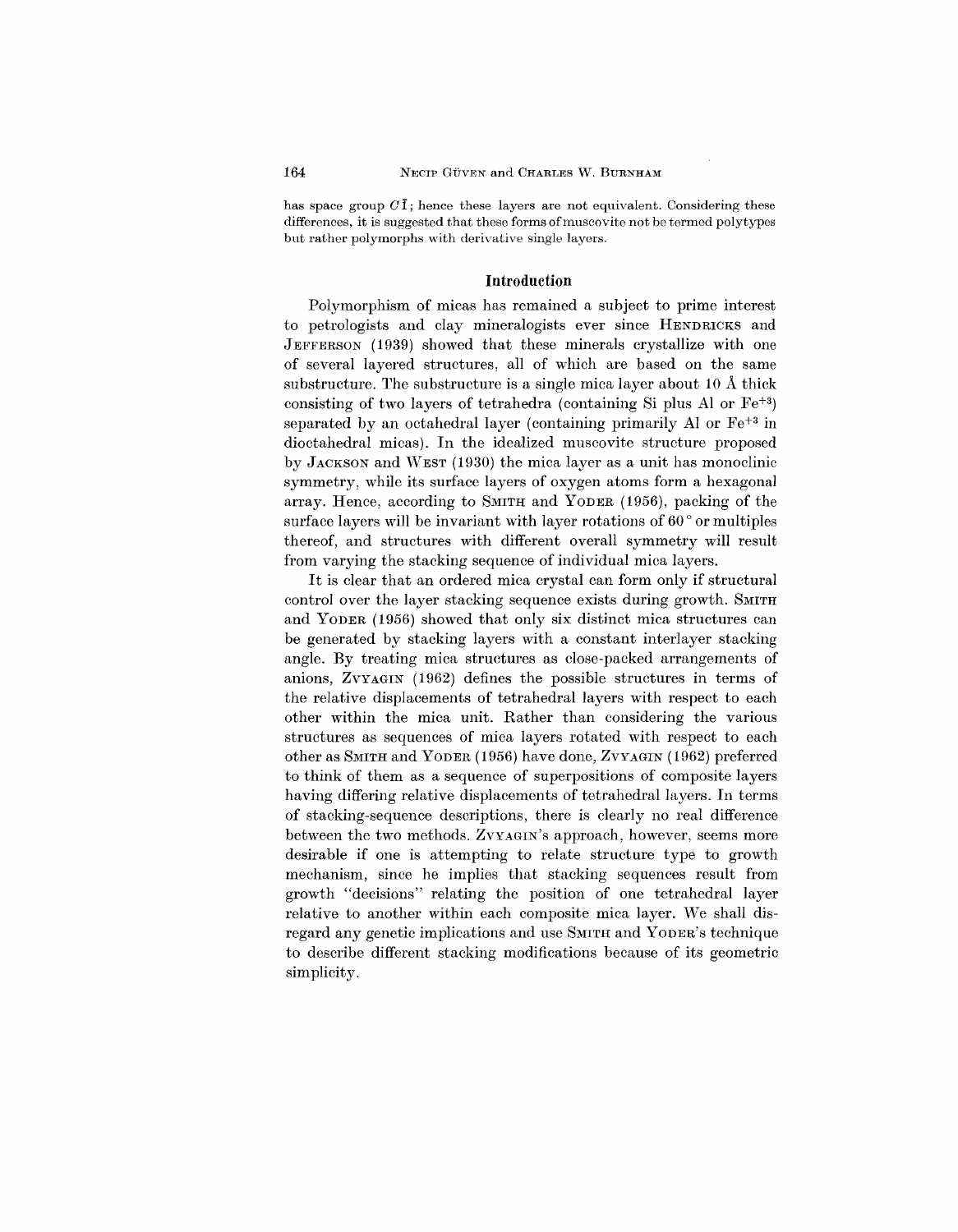has space group $C\bar{1}$; hence these layers are not equivalent. Considering these differences, it is suggested that these forms of muscovite not be termed polytypes but rather polymorphs with derivative single layers.

## Introduction

Polymorphism of micas has remained a subject to prime interest to petrologists and clay mineralogists ever since HENDRICKS and JEFFERSON (1939) showed that these minerals crystallize with one of several layered structures, all of which are based on the same substructure. The substructure is a single mica layer about 10 Å thick consisting of two layers of tetrahedra (containing Si plus Al or $Fe^{+3}$) separated by an octahedral layer (containing primarily Al or $Fe^{+3}$ in dioctahedral micas). In the idealized muscovite structure proposed by JACKSON and WEST (1930) the mica layer as a unit has monoclinic symmetry, while its surface layers of oxygen atoms form a hexagonal array. Hence, according to SMITH and YODER (1956), packing of the surface layers will be invariant with layer rotations of 60° or multiples thereof, and structures with different overall symmetry will result from varying the stacking sequence of individual mica layers.

It is clear that an ordered mica crystal can form only if structural control over the layer stacking sequence exists during growth. SMITH and YODER (1956) showed that only six distinct mica structures can be generated by stacking layers with a constant interlayer stacking angle. By treating mica structures as close-packed arrangements of anions, ZVYAGIN (1962) defines the possible structures in terms of the relative displacements of tetrahedral layers with respect to each other within the mica unit. Rather than considering the various structures as sequences of mica layers rotated with respect to each other as SMITH and YODER (1956) have done, ZVYAGIN (1962) preferred to think of them as a sequence of superpositions of composite layers having differing relative displacements of tetrahedral layers. In terms of stacking-sequence descriptions, there is clearly no real difference between the two methods. ZVYAGIN's approach, however, seems more desirable if one is attempting to relate structure type to growth mechanism, since he implies that stacking sequences result from growth "decisions" relating the position of one tetrahedral layer relative to another within each composite mica layer. We shall disregard any genetic implications and use SMITH and YODER's technique to describe different stacking modifications because of its geometric simplicity.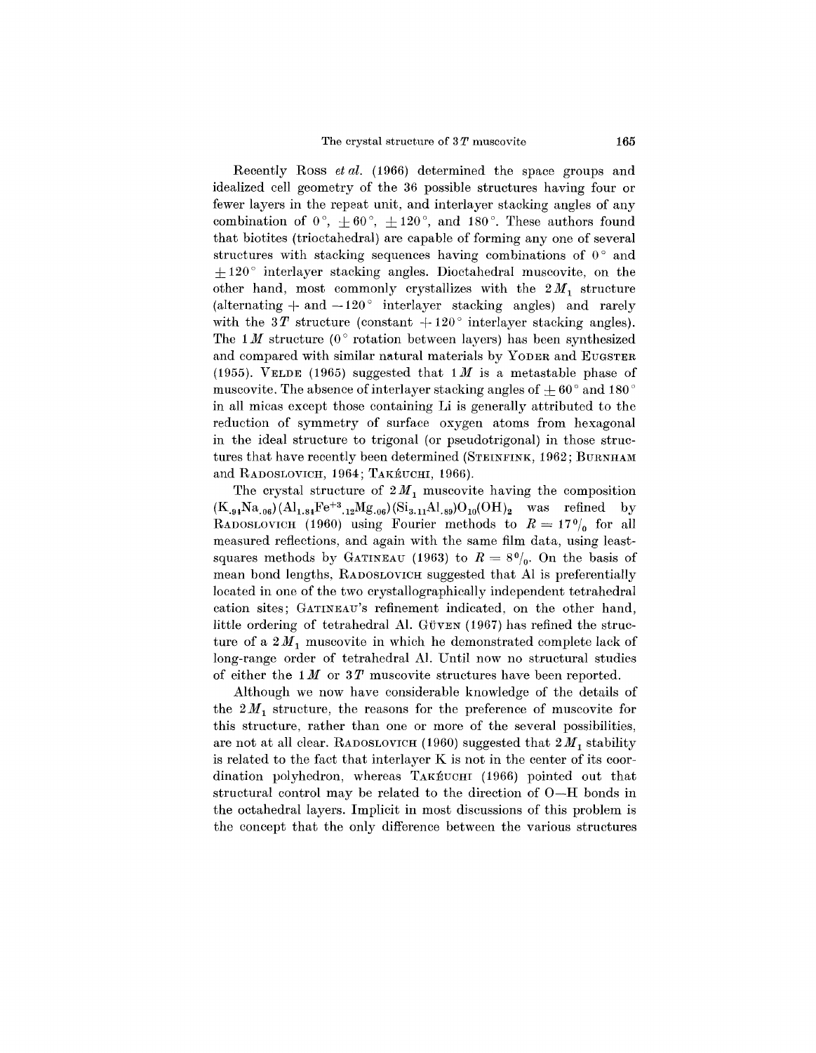Recently ROSS *et al.* (1966) determined the space groups and idealized cell geometry of the 36 possible structures having four or fewer layers in the repeat unit, and interlayer stacking angles of any combination of $0°$, $\pm 60°$, $\pm 120°$, and $180°$. These authors found that biotites (trioctahedral) are capable of forming any one of several structures with stacking sequences having combinations of $0°$ and $\pm 120°$ interlayer stacking angles. Dioctahedral muscovite, on the other hand, most commonly crystallizes with the $2M_1$ structure (alternating $+$ and $-120°$ interlayer stacking angles) and rarely with the $3T$ structure (constant $+120°$ interlayer stacking angles). The $1M$ structure ($0°$ rotation between layers) has been synthesized and compared with similar natural materials by YODER and EUGSTER (1955). VELDE (1965) suggested that $1M$ is a metastable phase of muscovite. The absence of interlayer stacking angles of $\pm 60°$ and $180°$ in all micas except those containing Li is generally attributed to the reduction of symmetry of surface oxygen atoms from hexagonal in the ideal structure to trigonal (or pseudotrigonal) in those structures that have recently been determined (STEINFINK, 1962; BURNHAM and RADOSLOVICH, 1964; TAKÉUCHI, 1966).

The crystal structure of $2M_1$ muscovite having the composition $(K_{.94}Na_{.06})(Al_{1.84}Fe^{+3}_{.12}Mg_{.06})(Si_{3.11}Al_{.89})O_{10}(OH)_2$ was refined by RADOSLOVICH (1960) using Fourier methods to $R = 17\%$ for all measured reflections, and again with the same film data, using least-squares methods by GATINEAU (1963) to $R = 8\%$. On the basis of mean bond lengths, RADOSLOVICH suggested that Al is preferentially located in one of the two crystallographically independent tetrahedral cation sites; GATINEAU's refinement indicated, on the other hand, little ordering of tetrahedral Al. GÜVEN (1967) has refined the structure of a $2M_1$ muscovite in which he demonstrated complete lack of long-range order of tetrahedral Al. Until now no structural studies of either the $1M$ or $3T$ muscovite structures have been reported.

Although we now have considerable knowledge of the details of the $2M_1$ structure, the reasons for the preference of muscovite for this structure, rather than one or more of the several possibilities, are not at all clear. RADOSLOVICH (1960) suggested that $2M_1$ stability is related to the fact that interlayer K is not in the center of its coordination polyhedron, whereas TAKÉUCHI (1966) pointed out that structural control may be related to the direction of O—H bonds in the octahedral layers. Implicit in most discussions of this problem is the concept that the only difference between the various structures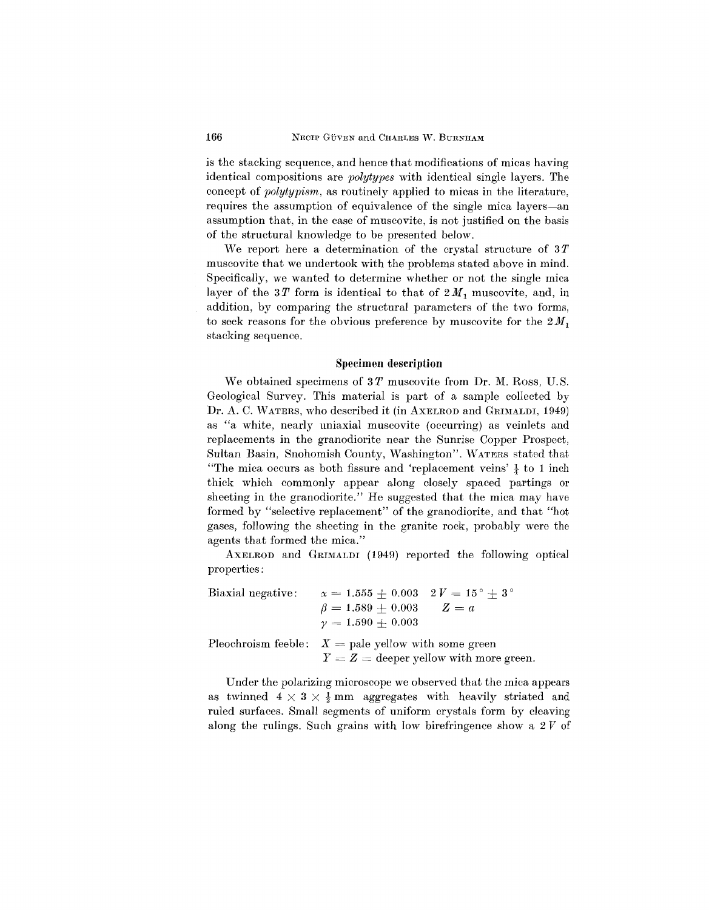is the stacking sequence, and hence that modifications of micas having identical compositions are *polytypes* with identical single layers. The concept of *polytypism*, as routinely applied to micas in the literature, requires the assumption of equivalence of the single mica layers—an assumption that, in the case of muscovite, is not justified on the basis of the structural knowledge to be presented below.

We report here a determination of the crystal structure of $3T$ muscovite that we undertook with the problems stated above in mind. Specifically, we wanted to determine whether or not the single mica layer of the $3T$ form is identical to that of $2M_1$ muscovite, and, in addition, by comparing the structural parameters of the two forms, to seek reasons for the obvious preference by muscovite for the $2M_1$ stacking sequence.

## Specimen description

We obtained specimens of $3T$ muscovite from Dr. M. Ross, U.S. Geological Survey. This material is part of a sample collected by Dr. A. C. WATERS, who described it (in AXELROD and GRIMALDI, 1949) as "a white, nearly uniaxial muscovite (occurring) as veinlets and replacements in the granodiorite near the Sunrise Copper Prospect, Sultan Basin, Snohomish County, Washington". WATERS stated that "The mica occurs as both fissure and 'replacement veins' $\frac{1}{4}$ to 1 inch thick which commonly appear along closely spaced partings or sheeting in the granodiorite." He suggested that the mica may have formed by "selective replacement" of the granodiorite, and that "hot gases, following the sheeting in the granite rock, probably were the agents that formed the mica."

AXELROD and GRIMALDI (1949) reported the following optical properties:

Biaxial negative: $\alpha = 1.555 \pm 0.003$ $2V = 15° \pm 3°$
$\beta = 1.589 \pm 0.003$ $Z = a$
$\gamma = 1.590 \pm 0.003$

Pleochroism feeble: $X$ = pale yellow with some green
$Y = Z$ = deeper yellow with more green.

Under the polarizing microscope we observed that the mica appears as twinned $4 \times 3 \times \frac{1}{2}$ mm aggregates with heavily striated and ruled surfaces. Small segments of uniform crystals form by cleaving along the rulings. Such grains with low birefringence show a $2V$ of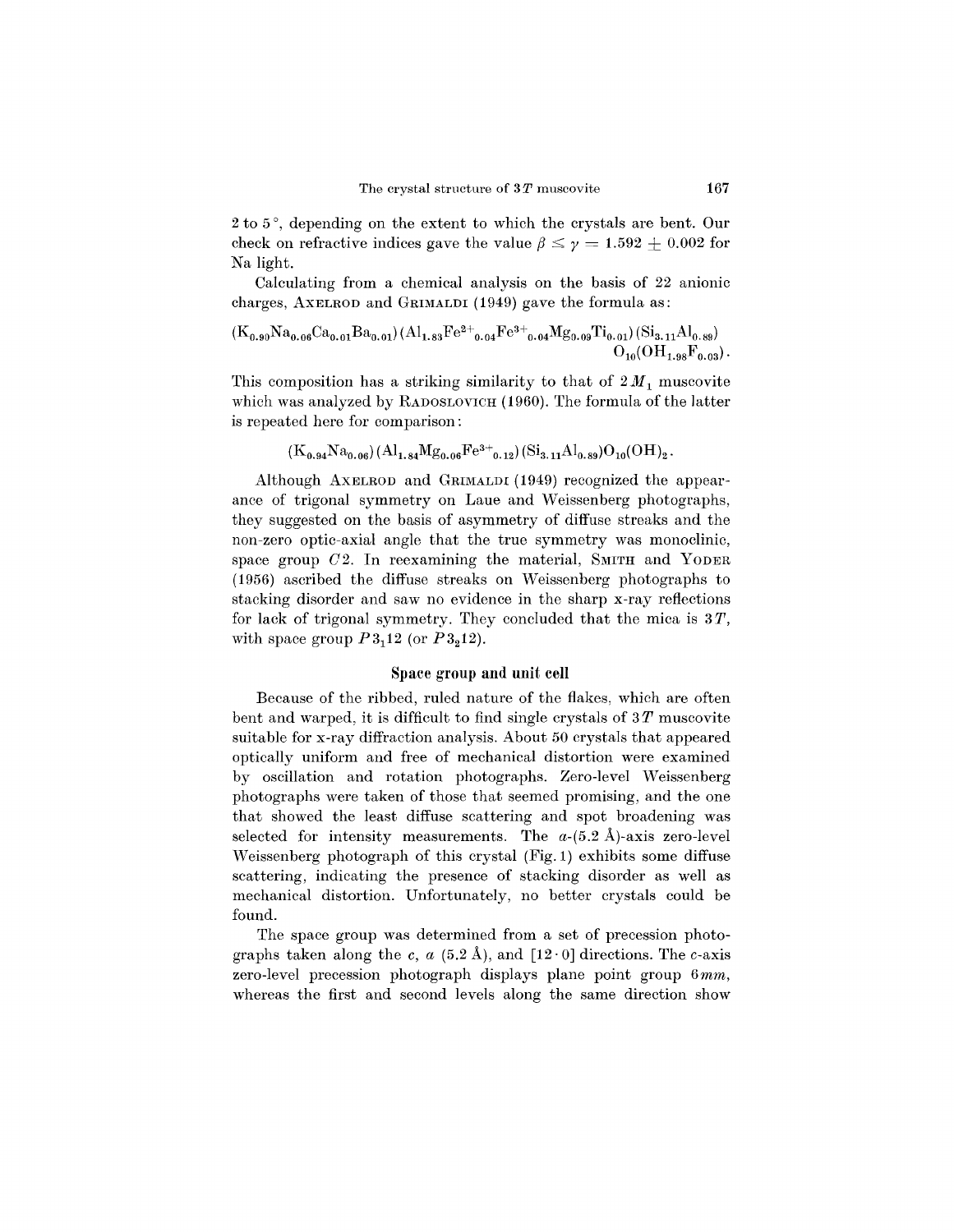2 to 5°, depending on the extent to which the crystals are bent. Our check on refractive indices gave the value $\beta \leq \gamma = 1.592 \pm 0.002$ for Na light.

Calculating from a chemical analysis on the basis of 22 anionic charges, AXELROD and GRIMALDI (1949) gave the formula as:

$$(K_{0.90}Na_{0.06}Ca_{0.01}Ba_{0.01})(Al_{1.83}Fe^{2+}_{0.04}Fe^{3+}_{0.04}Mg_{0.09}Ti_{0.01})(Si_{3.11}Al_{0.89})O_{10}(OH_{1.98}F_{0.03}).$$

This composition has a striking similarity to that of $2M_1$ muscovite which was analyzed by RADOSLOVICH (1960). The formula of the latter is repeated here for comparison:

$$(K_{0.94}Na_{0.06})(Al_{1.84}Mg_{0.06}Fe^{3+}_{0.12})(Si_{3.11}Al_{0.89})O_{10}(OH)_2.$$

Although AXELROD and GRIMALDI (1949) recognized the appearance of trigonal symmetry on Laue and Weissenberg photographs, they suggested on the basis of asymmetry of diffuse streaks and the non-zero optic-axial angle that the true symmetry was monoclinic, space group $C2$. In reexamining the material, SMITH and YODER (1956) ascribed the diffuse streaks on Weissenberg photographs to stacking disorder and saw no evidence in the sharp x-ray reflections for lack of trigonal symmetry. They concluded that the mica is $3T$, with space group $P3_112$ (or $P3_212$).

## Space group and unit cell

Because of the ribbed, ruled nature of the flakes, which are often bent and warped, it is difficult to find single crystals of $3T$ muscovite suitable for x-ray diffraction analysis. About 50 crystals that appeared optically uniform and free of mechanical distortion were examined by oscillation and rotation photographs. Zero-level Weissenberg photographs were taken of those that seemed promising, and the one that showed the least diffuse scattering and spot broadening was selected for intensity measurements. The $a$-(5.2 Å)-axis zero-level Weissenberg photograph of this crystal (Fig. 1) exhibits some diffuse scattering, indicating the presence of stacking disorder as well as mechanical distortion. Unfortunately, no better crystals could be found.

The space group was determined from a set of precession photographs taken along the $c$, $a$ (5.2 Å), and [12·0] directions. The $c$-axis zero-level precession photograph displays plane point group $6mm$, whereas the first and second levels along the same direction show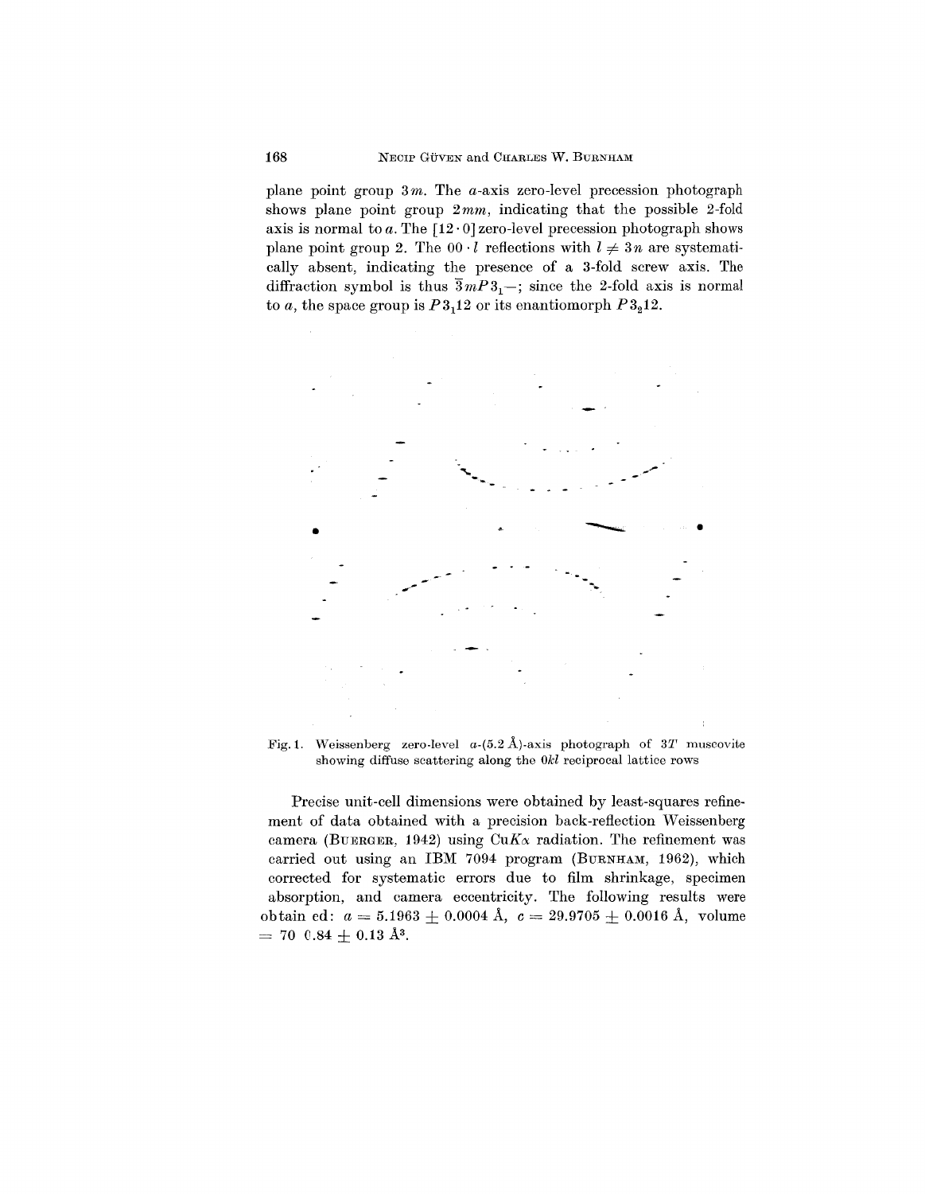plane point group $3m$. The $a$-axis zero-level precession photograph shows plane point group $2mm$, indicating that the possible 2-fold axis is normal to $a$. The $[12 \cdot 0]$ zero-level precession photograph shows plane point group 2. The $00 \cdot l$ reflections with $l \neq 3n$ are systematically absent, indicating the presence of a 3-fold screw axis. The diffraction symbol is thus $\bar{3}mP3_1-$; since the 2-fold axis is normal to $a$, the space group is $P3_112$ or its enantiomorph $P3_212$.

Fig. 1. Weissenberg zero-level $a$-(5.2 Å)-axis photograph of $3T$ muscovite showing diffuse scattering along the $0kl$ reciprocal lattice rows

Precise unit-cell dimensions were obtained by least-squares refinement of data obtained with a precision back-reflection Weissenberg camera (BUERGER, 1942) using Cu$K\alpha$ radiation. The refinement was carried out using an IBM 7094 program (BURNHAM, 1962), which corrected for systematic errors due to film shrinkage, specimen absorption, and camera eccentricity. The following results were obtained: $a = 5.1963 \pm 0.0004$ Å, $c = 29.9705 \pm 0.0016$ Å, volume $= 700.84 \pm 0.13$ Å$^3$.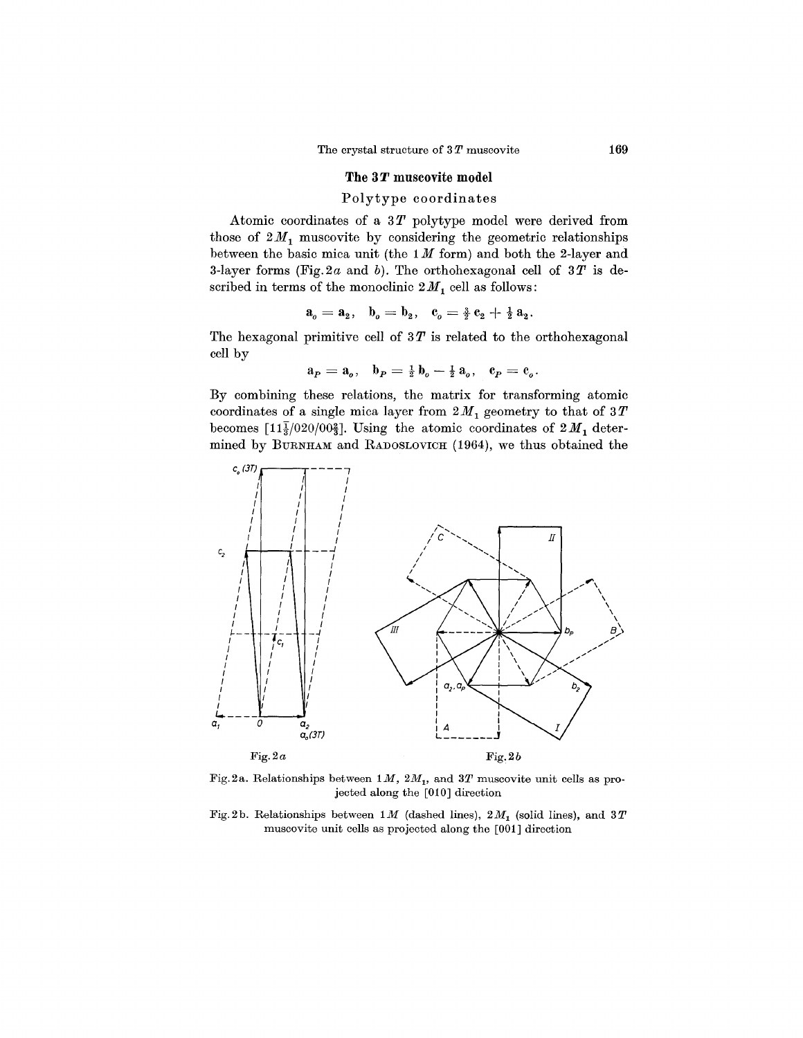## The $3T$ muscovite model

### Polytype coordinates

Atomic coordinates of a $3T$ polytype model were derived from those of $2M_1$ muscovite by considering the geometric relationships between the basic mica unit (the $1M$ form) and both the 2-layer and 3-layer forms (Fig. 2*a* and *b*). The orthohexagonal cell of $3T$ is described in terms of the monoclinic $2M_1$ cell as follows:

$$\mathbf{a}_o = \mathbf{a}_2, \quad \mathbf{b}_o = \mathbf{b}_2, \quad \mathbf{c}_o = \tfrac{3}{2}\,\mathbf{c}_2 + \tfrac{1}{2}\,\mathbf{a}_2.$$

The hexagonal primitive cell of $3T$ is related to the orthohexagonal cell by

$$\mathbf{a}_P = \mathbf{a}_o, \quad \mathbf{b}_P = \tfrac{1}{2}\,\mathbf{b}_o - \tfrac{1}{2}\,\mathbf{a}_o, \quad \mathbf{c}_P = \mathbf{c}_o.$$

By combining these relations, the matrix for transforming atomic coordinates of a single mica layer from $2M_1$ geometry to that of $3T$ becomes $[11\tfrac{1}{3}/020/00\tfrac{2}{3}]$. Using the atomic coordinates of $2M_1$ determined by BURNHAM and RADOSLOVICH (1964), we thus obtained the

Fig. 2*a*. Relationships between $1M$, $2M_1$, and $3T$ muscovite unit cells as projected along the [010] direction

Fig. 2*b*. Relationships between $1M$ (dashed lines), $2M_1$ (solid lines), and $3T$ muscovite unit cells as projected along the [001] direction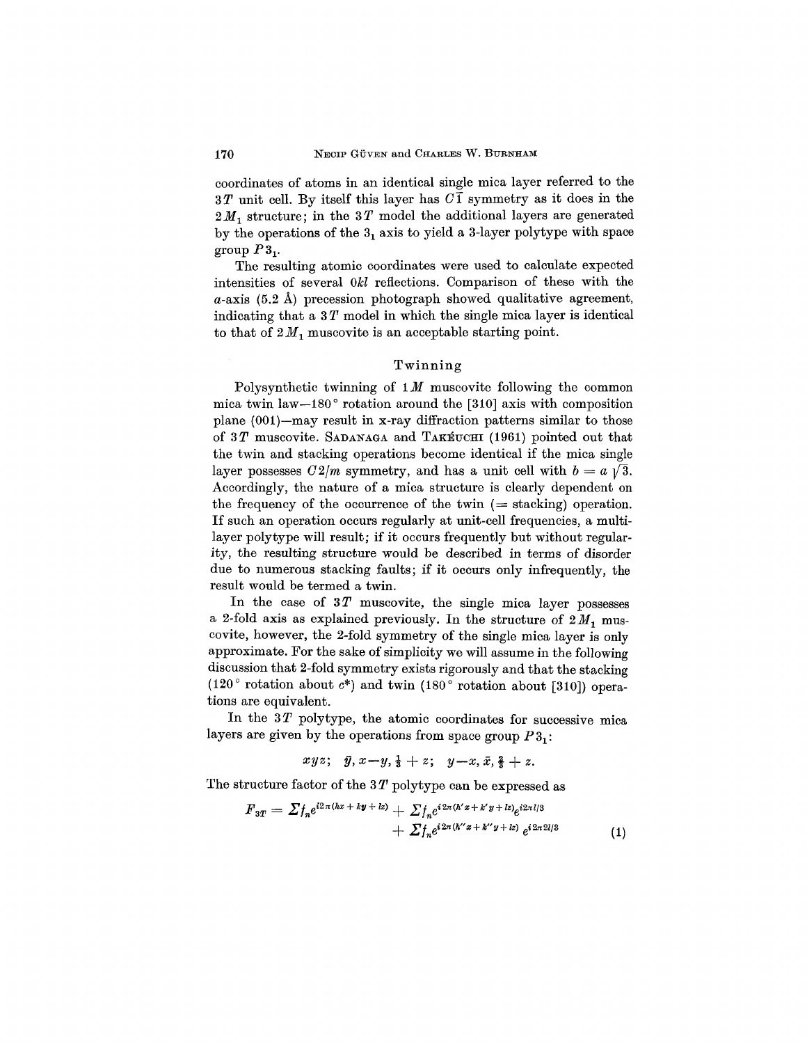coordinates of atoms in an identical single mica layer referred to the $3T$ unit cell. By itself this layer has $C\bar{1}$ symmetry as it does in the $2M_1$ structure; in the $3T$ model the additional layers are generated by the operations of the $3_1$ axis to yield a 3-layer polytype with space group $P3_1$.

The resulting atomic coordinates were used to calculate expected intensities of several $0kl$ reflections. Comparison of these with the $a$-axis (5.2 Å) precession photograph showed qualitative agreement, indicating that a $3T$ model in which the single mica layer is identical to that of $2M_1$ muscovite is an acceptable starting point.

## Twinning

Polysynthetic twinning of $1M$ muscovite following the common mica twin law—180° rotation around the [310] axis with composition plane (001)—may result in x-ray diffraction patterns similar to those of $3T$ muscovite. Sadanaga and Takéuchi (1961) pointed out that the twin and stacking operations become identical if the mica single layer possesses $C2/m$ symmetry, and has a unit cell with $b = a\sqrt{3}$. Accordingly, the nature of a mica structure is clearly dependent on the frequency of the occurrence of the twin (= stacking) operation. If such an operation occurs regularly at unit-cell frequencies, a multilayer polytype will result; if it occurs frequently but without regularity, the resulting structure would be described in terms of disorder due to numerous stacking faults; if it occurs only infrequently, the result would be termed a twin.

In the case of $3T$ muscovite, the single mica layer possesses a 2-fold axis as explained previously. In the structure of $2M_1$ muscovite, however, the 2-fold symmetry of the single mica layer is only approximate. For the sake of simplicity we will assume in the following discussion that 2-fold symmetry exists rigorously and that the stacking (120° rotation about $c^*$) and twin (180° rotation about [310]) operations are equivalent.

In the $3T$ polytype, the atomic coordinates for successive mica layers are given by the operations from space group $P3_1$:

$$xyz; \quad \bar{y}, x-y, \tfrac{1}{3}+z; \quad y-x, \bar{x}, \tfrac{2}{3}+z.$$

The structure factor of the $3T$ polytype can be expressed as

$$F_{3T} = \Sigma f_n e^{i2\pi(hx+ky+lz)} + \Sigma f_n e^{i2\pi(h'x+k'y+lz)} e^{i2\pi l/3} + \Sigma f_n e^{i2\pi(h''x+k''y+lz)} e^{i2\pi 2l/3} \tag{1}$$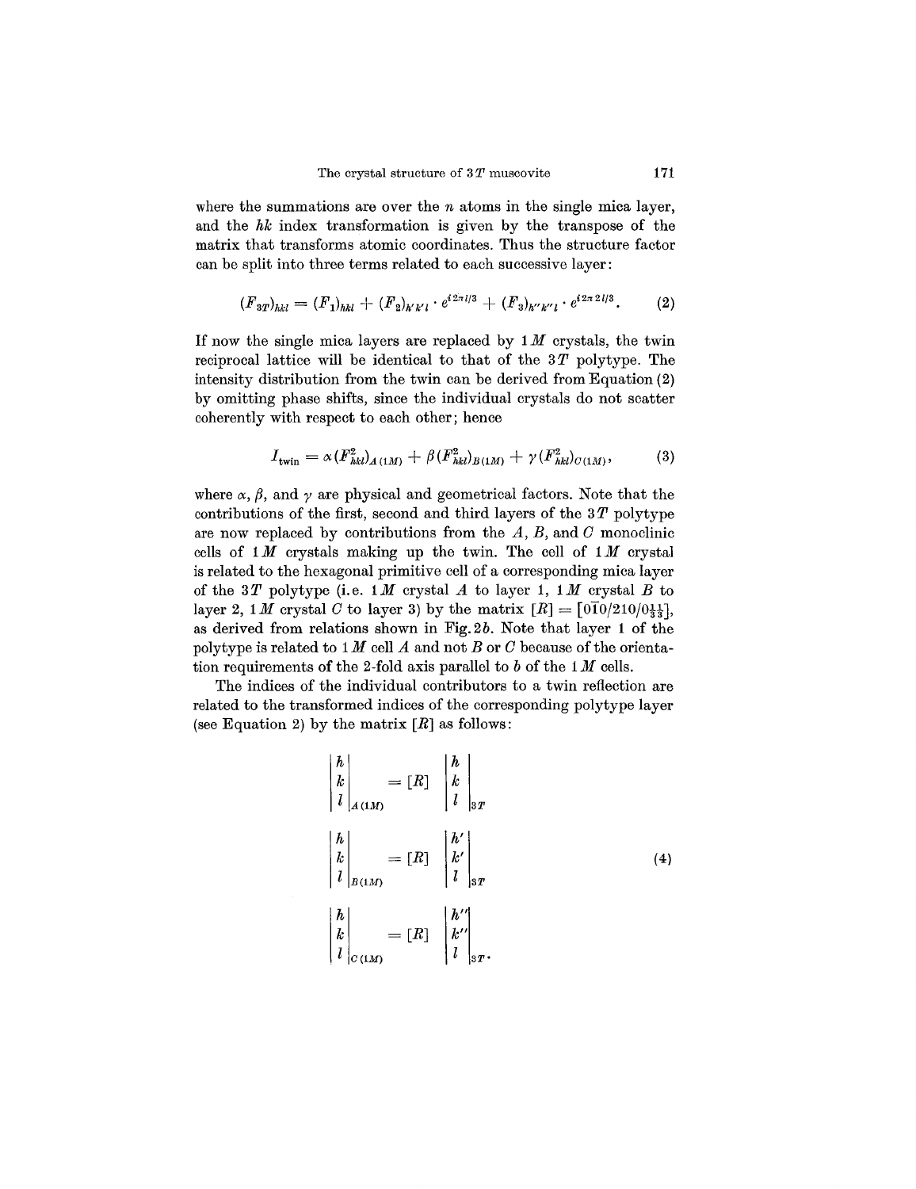where the summations are over the $n$ atoms in the single mica layer, and the $hk$ index transformation is given by the transpose of the matrix that transforms atomic coordinates. Thus the structure factor can be split into three terms related to each successive layer:

$$(F_{3T})_{hkl} = (F_1)_{hkl} + (F_2)_{h'k'l} \cdot e^{i2\pi l/3} + (F_3)_{h''k''l} \cdot e^{i2\pi 2l/3}. \qquad (2)$$

If now the single mica layers are replaced by $1M$ crystals, the twin reciprocal lattice will be identical to that of the $3T$ polytype. The intensity distribution from the twin can be derived from Equation (2) by omitting phase shifts, since the individual crystals do not scatter coherently with respect to each other; hence

$$I_{\text{twin}} = \alpha (F^2_{hkl})_{A(1M)} + \beta (F^2_{hkl})_{B(1M)} + \gamma (F^2_{hkl})_{C(1M)}, \qquad (3)$$

where $\alpha$, $\beta$, and $\gamma$ are physical and geometrical factors. Note that the contributions of the first, second and third layers of the $3T$ polytype are now replaced by contributions from the $A$, $B$, and $C$ monoclinic cells of $1M$ crystals making up the twin. The cell of $1M$ crystal is related to the hexagonal primitive cell of a corresponding mica layer of the $3T$ polytype (i.e. $1M$ crystal $A$ to layer 1, $1M$ crystal $B$ to layer 2, $1M$ crystal $C$ to layer 3) by the matrix $[R] = [0\bar{1}0/210/0\tfrac{1}{3}\tfrac{1}{3}]$, as derived from relations shown in Fig. 2b. Note that layer 1 of the polytype is related to $1M$ cell $A$ and not $B$ or $C$ because of the orientation requirements of the 2-fold axis parallel to $b$ of the $1M$ cells.

The indices of the individual contributors to a twin reflection are related to the transformed indices of the corresponding polytype layer (see Equation 2) by the matrix $[R]$ as follows:

$$\begin{vmatrix} h \\ k \\ l \end{vmatrix}_{A(1M)} = [R] \begin{vmatrix} h \\ k \\ l \end{vmatrix}_{3T}$$

$$\begin{vmatrix} h \\ k \\ l \end{vmatrix}_{B(1M)} = [R] \begin{vmatrix} h' \\ k' \\ l \end{vmatrix}_{3T} \qquad (4)$$

$$\begin{vmatrix} h \\ k \\ l \end{vmatrix}_{C(1M)} = [R] \begin{vmatrix} h'' \\ k'' \\ l \end{vmatrix}_{3T}.$$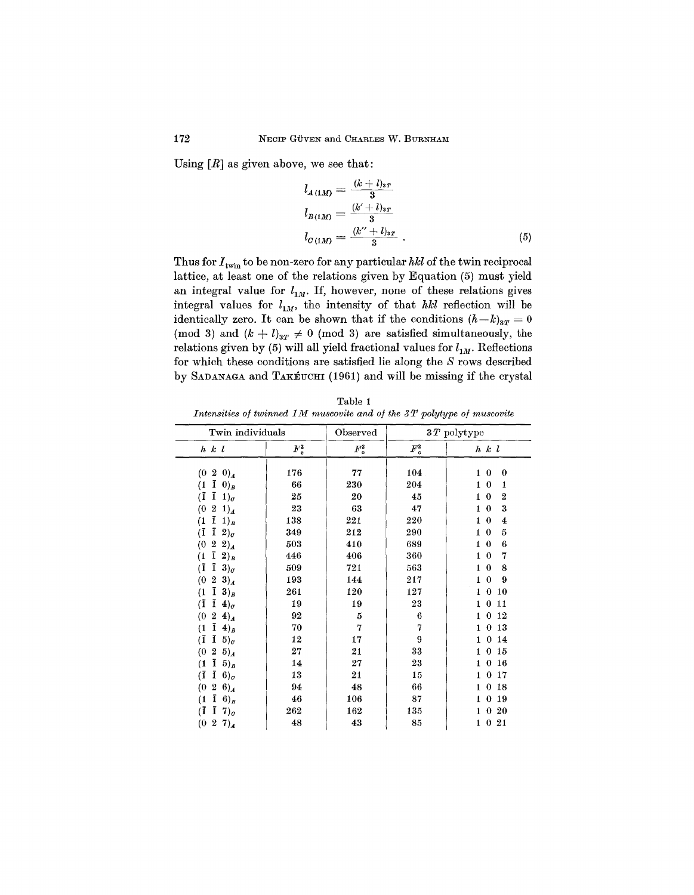Using $[R]$ as given above, we see that:

$$l_{A(1M)} = \frac{(k+l)_{3T}}{3}$$

$$l_{B(1M)} = \frac{(k'+l)_{3T}}{3}$$

$$l_{C(1M)} = \frac{(k''+l)_{3T}}{3} . \tag{5}$$

Thus for $I_{\text{twin}}$ to be non-zero for any particular $hkl$ of the twin reciprocal lattice, at least one of the relations given by Equation (5) must yield an integral value for $l_{1M}$. If, however, none of these relations gives integral values for $l_{1M}$, the intensity of that $hkl$ reflection will be identically zero. It can be shown that if the conditions $(h-k)_{3T} = 0$ (mod 3) and $(k+l)_{3T} \neq 0$ (mod 3) are satisfied simultaneously, the relations given by (5) will all yield fractional values for $l_{1M}$. Reflections for which these conditions are satisfied lie along the $S$ rows described by SADANAGA and TAKÉUCHI (1961) and will be missing if the crystal

Table 1

*Intensities of twinned 1M muscovite and of the 3T polytype of muscovite*

| Twin individuals | | Observed | 3T polytype | |
|---|---|---|---|---|
| $h\ k\ l$ | $F_c^2$ | $F_o^2$ | $F_c^2$ | $h\ k\ l$ |
| $(0\ 2\ 0)_A$ | 176 | 77 | 104 | 1 0 0 |
| $(1\ \bar{1}\ 0)_B$ | 66 | 230 | 204 | 1 0 1 |
| $(\bar{1}\ \bar{1}\ 1)_C$ | 25 | 20 | 45 | 1 0 2 |
| $(0\ 2\ 1)_A$ | 23 | 63 | 47 | 1 0 3 |
| $(1\ \bar{1}\ 1)_B$ | 138 | 221 | 220 | 1 0 4 |
| $(\bar{1}\ \bar{1}\ 2)_C$ | 349 | 212 | 290 | 1 0 5 |
| $(0\ 2\ 2)_A$ | 503 | 410 | 689 | 1 0 6 |
| $(1\ \bar{1}\ 2)_B$ | 446 | 406 | 360 | 1 0 7 |
| $(\bar{1}\ \bar{1}\ 3)_C$ | 509 | 721 | 563 | 1 0 8 |
| $(0\ 2\ 3)_A$ | 193 | 144 | 217 | 1 0 9 |
| $(1\ \bar{1}\ 3)_B$ | 261 | 120 | 127 | 1 0 10 |
| $(\bar{1}\ \bar{1}\ 4)_C$ | 19 | 19 | 23 | 1 0 11 |
| $(0\ 2\ 4)_A$ | 92 | 5 | 6 | 1 0 12 |
| $(1\ \bar{1}\ 4)_B$ | 70 | 7 | 7 | 1 0 13 |
| $(\bar{1}\ \bar{1}\ 5)_C$ | 12 | 17 | 9 | 1 0 14 |
| $(0\ 2\ 5)_A$ | 27 | 21 | 33 | 1 0 15 |
| $(1\ \bar{1}\ 5)_B$ | 14 | 27 | 23 | 1 0 16 |
| $(\bar{1}\ \bar{1}\ 6)_C$ | 13 | 21 | 15 | 1 0 17 |
| $(0\ 2\ 6)_A$ | 94 | 48 | 66 | 1 0 18 |
| $(1\ \bar{1}\ 6)_B$ | 46 | 106 | 87 | 1 0 19 |
| $(\bar{1}\ \bar{1}\ 7)_C$ | 262 | 162 | 135 | 1 0 20 |
| $(0\ 2\ 7)_A$ | 48 | 43 | 85 | 1 0 21 |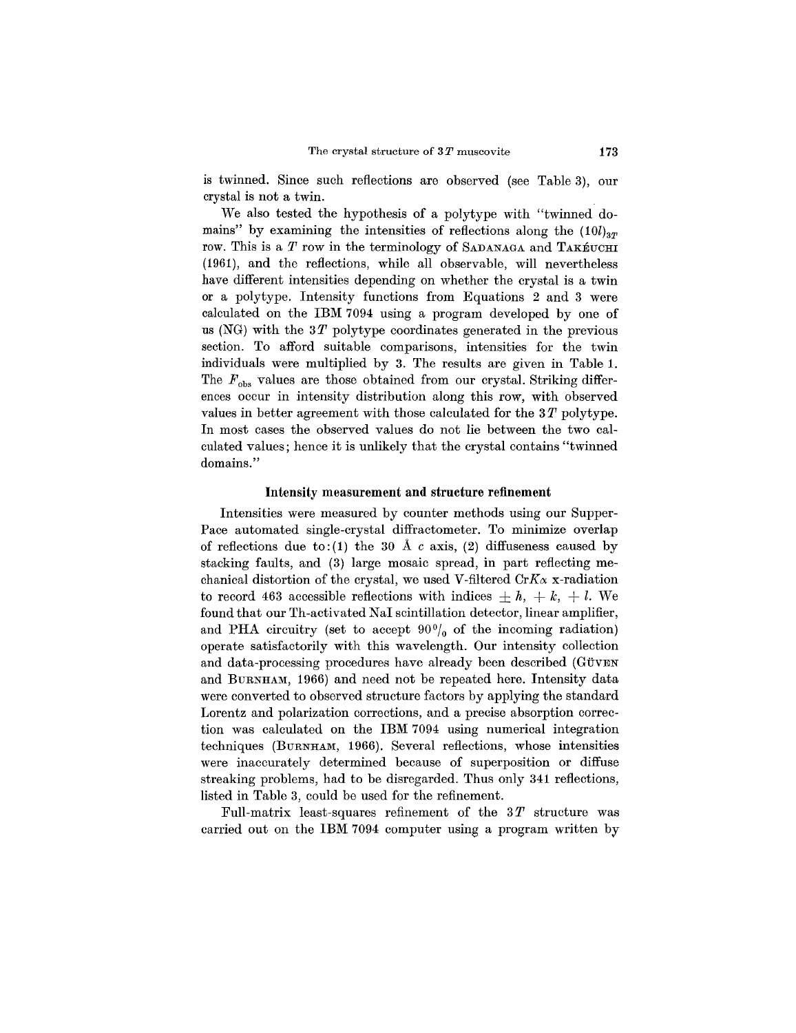is twinned. Since such reflections are observed (see Table 3), our crystal is not a twin.

We also tested the hypothesis of a polytype with "twinned domains" by examining the intensities of reflections along the $(10l)_{3T}$ row. This is a $T$ row in the terminology of SADANAGA and TAKÉUCHI (1961), and the reflections, while all observable, will nevertheless have different intensities depending on whether the crystal is a twin or a polytype. Intensity functions from Equations 2 and 3 were calculated on the IBM 7094 using a program developed by one of us (NG) with the $3T$ polytype coordinates generated in the previous section. To afford suitable comparisons, intensities for the twin individuals were multiplied by 3. The results are given in Table 1. The $F_{\text{obs}}$ values are those obtained from our crystal. Striking differences occur in intensity distribution along this row, with observed values in better agreement with those calculated for the $3T$ polytype. In most cases the observed values do not lie between the two calculated values; hence it is unlikely that the crystal contains "twinned domains."

### Intensity measurement and structure refinement

Intensities were measured by counter methods using our Supper-Pace automated single-crystal diffractometer. To minimize overlap of reflections due to: (1) the 30 Å $c$ axis, (2) diffuseness caused by stacking faults, and (3) large mosaic spread, in part reflecting mechanical distortion of the crystal, we used V-filtered $\text{Cr}K\alpha$ x-radiation to record 463 accessible reflections with indices $\pm h$, $+k$, $+l$. We found that our Th-activated NaI scintillation detector, linear amplifier, and PHA circuitry (set to accept 90% of the incoming radiation) operate satisfactorily with this wavelength. Our intensity collection and data-processing procedures have already been described (GÜVEN and BURNHAM, 1966) and need not be repeated here. Intensity data were converted to observed structure factors by applying the standard Lorentz and polarization corrections, and a precise absorption correction was calculated on the IBM 7094 using numerical integration techniques (BURNHAM, 1966). Several reflections, whose intensities were inaccurately determined because of superposition or diffuse streaking problems, had to be disregarded. Thus only 341 reflections, listed in Table 3, could be used for the refinement.

Full-matrix least-squares refinement of the $3T$ structure was carried out on the IBM 7094 computer using a program written by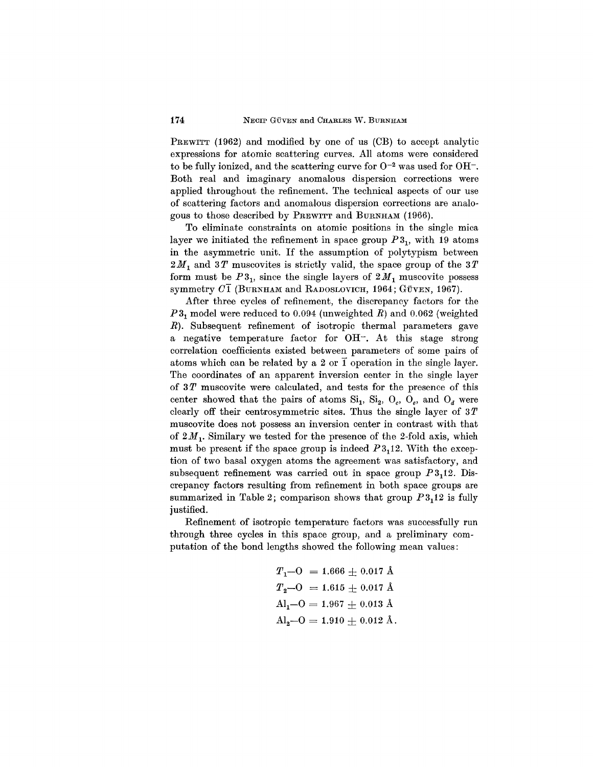PREWITT (1962) and modified by one of us (CB) to accept analytic expressions for atomic scattering curves. All atoms were considered to be fully ionized, and the scattering curve for $O^{-2}$ was used for $OH^-$. Both real and imaginary anomalous dispersion corrections were applied throughout the refinement. The technical aspects of our use of scattering factors and anomalous dispersion corrections are analogous to those described by PREWITT and BURNHAM (1966).

To eliminate constraints on atomic positions in the single mica layer we initiated the refinement in space group $P3_1$, with 19 atoms in the asymmetric unit. If the assumption of polytypism between $2M_1$ and $3T$ muscovites is strictly valid, the space group of the $3T$ form must be $P3_1$, since the single layers of $2M_1$ muscovite possess symmetry $C\bar{1}$ (BURNHAM and RADOSLOVICH, 1964; GÜVEN, 1967).

After three cycles of refinement, the discrepancy factors for the $P3_1$ model were reduced to 0.094 (unweighted $R$) and 0.062 (weighted $R$). Subsequent refinement of isotropic thermal parameters gave a negative temperature factor for $OH^-$. At this stage strong correlation coefficients existed between parameters of some pairs of atoms which can be related by a 2 or $\bar{1}$ operation in the single layer. The coordinates of an apparent inversion center in the single layer of $3T$ muscovite were calculated, and tests for the presence of this center showed that the pairs of atoms $Si_1$, $Si_2$, $O_c$, $O_e$, and $O_d$ were clearly off their centrosymmetric sites. Thus the single layer of $3T$ muscovite does not possess an inversion center in contrast with that of $2M_1$. Similary we tested for the presence of the 2-fold axis, which must be present if the space group is indeed $P3_112$. With the exception of two basal oxygen atoms the agreement was satisfactory, and subsequent refinement was carried out in space group $P3_112$. Discrepancy factors resulting from refinement in both space groups are summarized in Table 2; comparison shows that group $P3_112$ is fully justified.

Refinement of isotropic temperature factors was successfully run through three cycles in this space group, and a preliminary computation of the bond lengths showed the following mean values:

$$
\begin{aligned}
T_1\text{—O} &= 1.666 \pm 0.017\ \text{Å} \\
T_2\text{—O} &= 1.615 \pm 0.017\ \text{Å} \\
\text{Al}_1\text{—O} &= 1.967 \pm 0.013\ \text{Å} \\
\text{Al}_2\text{—O} &= 1.910 \pm 0.012\ \text{Å}.
\end{aligned}
$$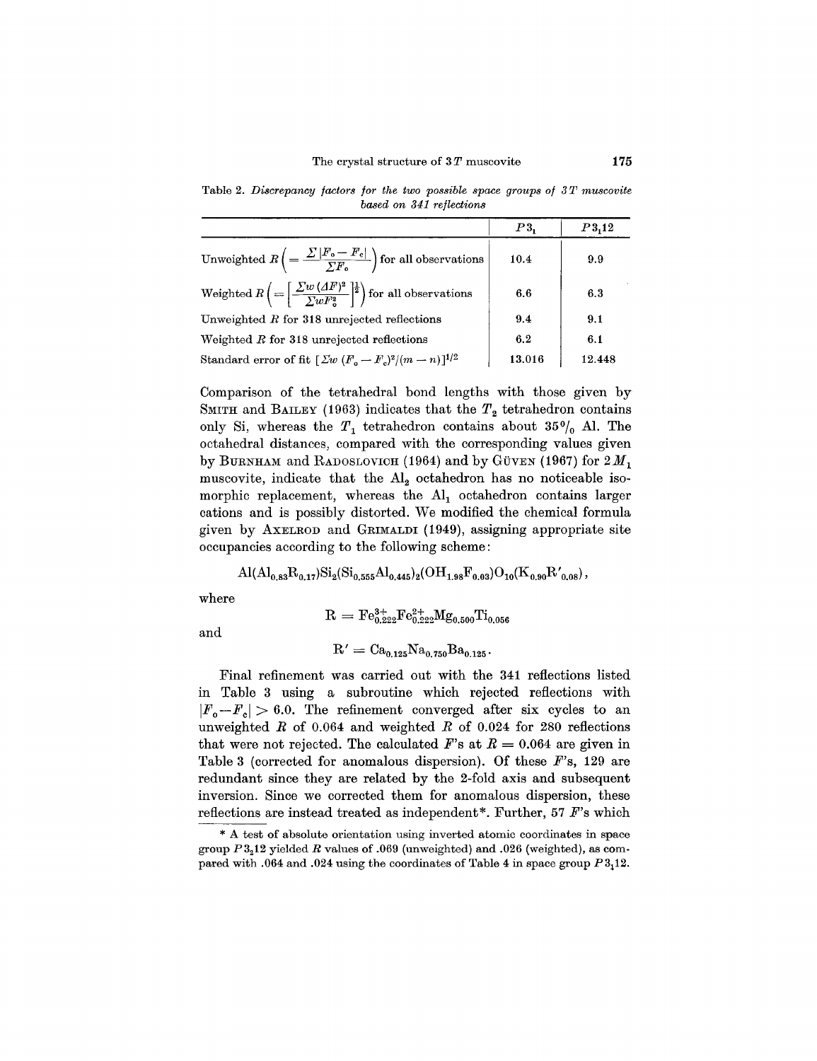Table 2. *Discrepancy factors for the two possible space groups of 3T muscovite based on 341 reflections*

| | $P3_1$ | $P3_112$ |
|---|---|---|
| Unweighted $R\left(=\frac{\Sigma\lvert F_o - F_c\rvert}{\Sigma F_o}\right)$ for all observations | 10.4 | 9.9 |
| Weighted $R\left(=\left[\frac{\Sigma w\,(\Delta F)^2}{\Sigma w F_o^2}\right]^{\frac{1}{2}}\right)$ for all observations | 6.6 | 6.3 |
| Unweighted $R$ for 318 unrejected reflections | 9.4 | 9.1 |
| Weighted $R$ for 318 unrejected reflections | 6.2 | 6.1 |
| Standard error of fit $[\Sigma w\,(F_o - F_c)^2/(m-n)]^{1/2}$ | 13.016 | 12.448 |

Comparison of the tetrahedral bond lengths with those given by SMITH and BAILEY (1963) indicates that the $T_2$ tetrahedron contains only Si, whereas the $T_1$ tetrahedron contains about 35% Al. The octahedral distances, compared with the corresponding values given by BURNHAM and RADOSLOVICH (1964) and by GÜVEN (1967) for $2M_1$ muscovite, indicate that the $Al_2$ octahedron has no noticeable isomorphic replacement, whereas the $Al_1$ octahedron contains larger cations and is possibly distorted. We modified the chemical formula given by AXELROD and GRIMALDI (1949), assigning appropriate site occupancies according to the following scheme:

$$Al(Al_{0.83}R_{0.17})Si_2(Si_{0.555}Al_{0.445})_2(OH_{1.98}F_{0.03})O_{10}(K_{0.90}R'_{0.08}),$$

where

$$R = Fe^{3+}_{0.222}Fe^{2+}_{0.222}Mg_{0.500}Ti_{0.056}$$

and

$$R' = Ca_{0.125}Na_{0.750}Ba_{0.125}.$$

Final refinement was carried out with the 341 reflections listed in Table 3 using a subroutine which rejected reflections with $\lvert F_o - F_c\rvert > 6.0$. The refinement converged after six cycles to an unweighted $R$ of 0.064 and weighted $R$ of 0.024 for 280 reflections that were not rejected. The calculated $F$'s at $R = 0.064$ are given in Table 3 (corrected for anomalous dispersion). Of these $F$'s, 129 are redundant since they are related by the 2-fold axis and subsequent inversion. Since we corrected them for anomalous dispersion, these reflections are instead treated as independent*. Further, 57 $F$'s which

* A test of absolute orientation using inverted atomic coordinates in space group $P3_212$ yielded $R$ values of .069 (unweighted) and .026 (weighted), as compared with .064 and .024 using the coordinates of Table 4 in space group $P3_112$.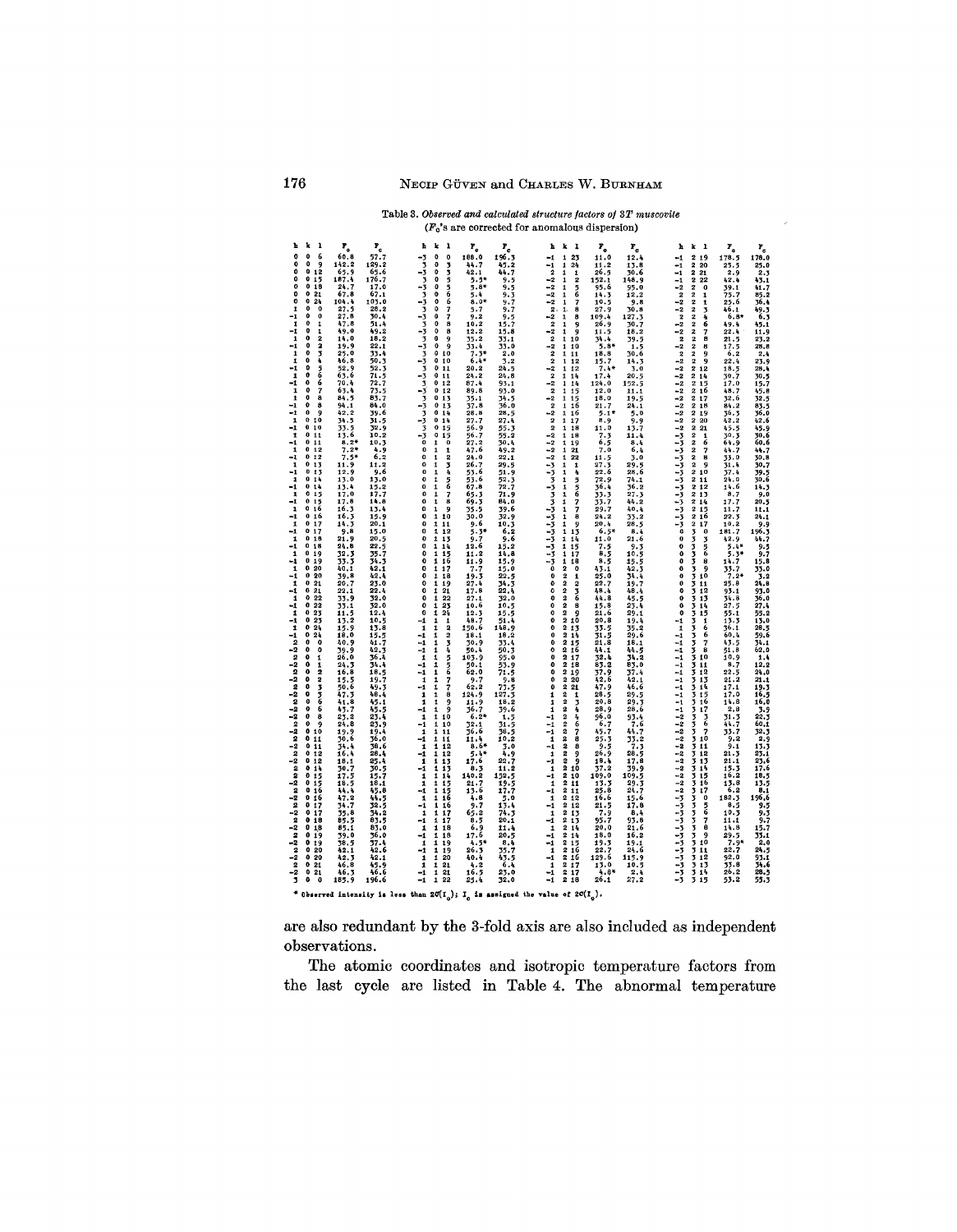Table 3. *Observed and calculated structure factors of 3T muscovite*
($F_o$'s are corrected for anomalous dispersion)

| h | k | l | $F_o$ | $F_c$ |
|---|---|---|---|---|
| 0 | 0 | 6 | 60.8 | 57.7 |
| 0 | 0 | 9 | 142.2 | 129.2 |
| 0 | 0 | 12 | 63.9 | 65.6 |
| 0 | 0 | 15 | 187.4 | 176.7 |
| 0 | 0 | 18 | 24.7 | 17.0 |
| 0 | 0 | 21 | 67.8 | 67.1 |
| 0 | 0 | 24 | 104.4 | 103.0 |
| 1 | 0 | 0 | 27.5 | 28.2 |
| -1 | 0 | 0 | 27.8 | 30.4 |
| 1 | 0 | 1 | 47.8 | 51.4 |
| -1 | 0 | 1 | 49.0 | 49.2 |
| 1 | 0 | 2 | 14.0 | 18.2 |
| -1 | 0 | 2 | 19.9 | 22.1 |
| 1 | 0 | 3 | 25.0 | 33.4 |
| 1 | 0 | 4 | 46.8 | 50.3 |
| -1 | 0 | 5 | 52.9 | 52.3 |
| 1 | 0 | 6 | 63.6 | 71.5 |
| -1 | 0 | 6 | 70.4 | 72.7 |
| 1 | 0 | 7 | 63.4 | 73.5 |
| 1 | 0 | 8 | 84.5 | 83.7 |
| -1 | 0 | 8 | 94.1 | 84.0 |
| -1 | 0 | 9 | 42.2 | 39.6 |
| 1 | 0 | 10 | 34.5 | 31.5 |
| -1 | 0 | 10 | 33.5 | 32.9 |
| 1 | 0 | 11 | 13.6 | 10.2 |
| -1 | 0 | 11 | 8.2* | 10.3 |
| 1 | 0 | 12 | 7.2* | 4.9 |
| -1 | 0 | 12 | 7.5* | 6.2 |
| 1 | 0 | 13 | 11.9 | 11.2 |
| -1 | 0 | 13 | 12.9 | 9.6 |
| 1 | 0 | 14 | 13.0 | 13.0 |
| -1 | 0 | 14 | 13.4 | 15.2 |
| 1 | 0 | 15 | 17.0 | 17.7 |
| -1 | 0 | 15 | 17.8 | 14.8 |
| 1 | 0 | 16 | 16.3 | 13.4 |
| -1 | 0 | 16 | 16.3 | 15.9 |
| 1 | 0 | 17 | 14.3 | 20.1 |
| -1 | 0 | 17 | 9.8 | 15.0 |
| 1 | 0 | 18 | 21.9 | 20.5 |
| -1 | 0 | 18 | 24.8 | 22.5 |
| 1 | 0 | 19 | 32.3 | 35.7 |
| -1 | 0 | 19 | 33.3 | 34.3 |
| 1 | 0 | 20 | 40.1 | 42.1 |
| -1 | 0 | 20 | 39.8 | 42.4 |
| 1 | 0 | 21 | 20.7 | 23.0 |
| -1 | 0 | 21 | 22.1 | 22.4 |
| 1 | 0 | 22 | 33.9 | 32.0 |
| -1 | 0 | 22 | 33.1 | 32.0 |
| 1 | 0 | 23 | 11.5 | 12.4 |
| -1 | 0 | 23 | 13.2 | 10.5 |
| 1 | 0 | 24 | 15.9 | 13.8 |
| -1 | 0 | 24 | 18.0 | 15.5 |
| 2 | 0 | 0 | 40.9 | 41.7 |
| -2 | 0 | 0 | 39.9 | 42.3 |
| 2 | 0 | 1 | 26.0 | 36.4 |
| -2 | 0 | 1 | 24.3 | 34.4 |
| 2 | 0 | 2 | 16.8 | 18.5 |
| -2 | 0 | 2 | 15.5 | 19.7 |
| 2 | 0 | 3 | 50.6 | 49.3 |
| -2 | 0 | 3 | 47.3 | 48.4 |
| 2 | 0 | 6 | 41.8 | 45.1 |
| -2 | 0 | 6 | 43.7 | 45.5 |
| -2 | 0 | 8 | 23.2 | 23.4 |
| 2 | 0 | 9 | 24.8 | 23.9 |
| 2 | 0 | 10 | 19.9 | 19.4 |
| 2 | 0 | 11 | 30.6 | 36.0 |
| -2 | 0 | 11 | 34.4 | 38.6 |
| 2 | 0 | 12 | 16.4 | 28.4 |
| -2 | 0 | 12 | 18.1 | 25.4 |
| 2 | 0 | 14 | 30.7 | 30.5 |
| 2 | 0 | 15 | 17.5 | 15.7 |
| -2 | 0 | 15 | 18.5 | 18.1 |
| 2 | 0 | 16 | 44.4 | 45.8 |
| -2 | 0 | 16 | 47.2 | 44.5 |
| 2 | 0 | 17 | 34.7 | 32.5 |
| -2 | 0 | 17 | 35.8 | 34.2 |
| 2 | 0 | 18 | 85.5 | 83.5 |
| -2 | 0 | 18 | 85.1 | 83.0 |
| 2 | 0 | 19 | 39.0 | 36.0 |
| -2 | 0 | 19 | 38.5 | 37.4 |
| 2 | 0 | 20 | 42.1 | 42.6 |
| -2 | 0 | 20 | 42.3 | 42.1 |
| 2 | 0 | 21 | 46.8 | 45.9 |
| -2 | 0 | 21 | 46.3 | 46.6 |
| 3 | 0 | 0 | 185.9 | 196.6 |
| -3 | 0 | 0 | 188.0 | 196.3 |
| 3 | 0 | 3 | 44.7 | 45.2 |
| -3 | 0 | 3 | 42.1 | 44.7 |
| 3 | 0 | 5 | 5.5* | 9.5 |
| -3 | 0 | 5 | 5.8* | 9.5 |
| 3 | 0 | 6 | 5.4 | 9.3 |
| -3 | 0 | 6 | 8.0* | 9.7 |
| 3 | 0 | 7 | 5.7 | 9.7 |
| -3 | 0 | 7 | 9.2 | 9.5 |
| 3 | 0 | 8 | 10.2 | 15.7 |
| -3 | 0 | 8 | 12.2 | 15.8 |
| 3 | 0 | 9 | 35.2 | 33.1 |
| -3 | 0 | 9 | 33.4 | 33.0 |
| 3 | 0 | 10 | 7.3* | 2.0 |
| -3 | 0 | 10 | 6.4* | 3.2 |
| 3 | 0 | 11 | 20.2 | 24.5 |
| -3 | 0 | 11 | 24.2 | 24.8 |
| 3 | 0 | 12 | 87.4 | 93.1 |
| -3 | 0 | 12 | 89.8 | 93.0 |
| 3 | 0 | 13 | 35.1 | 34.5 |
| -3 | 0 | 13 | 37.8 | 36.0 |
| 3 | 0 | 14 | 28.8 | 28.5 |
| -3 | 0 | 14 | 27.7 | 27.4 |
| 3 | 0 | 15 | 56.9 | 55.3 |
| -3 | 0 | 15 | 56.7 | 55.2 |
| 0 | 1 | 0 | 27.2 | 30.4 |
| 0 | 1 | 1 | 47.6 | 49.2 |
| 0 | 1 | 2 | 24.0 | 22.1 |
| 0 | 1 | 3 | 26.7 | 29.5 |
| 0 | 1 | 4 | 53.6 | 51.9 |
| 0 | 1 | 5 | 53.6 | 52.3 |
| 0 | 1 | 6 | 67.8 | 72.7 |
| 0 | 1 | 7 | 65.3 | 71.9 |
| 0 | 1 | 8 | 69.3 | 84.0 |
| 0 | 1 | 9 | 35.5 | 39.6 |
| 0 | 1 | 10 | 30.0 | 32.9 |
| 0 | 1 | 11 | 9.6 | 10.3 |
| 0 | 1 | 12 | 5.3* | 6.2 |
| 0 | 1 | 13 | 9.7 | 9.6 |
| 0 | 1 | 14 | 12.6 | 15.2 |
| 0 | 1 | 15 | 11.2 | 14.8 |
| 0 | 1 | 16 | 11.9 | 15.9 |
| 0 | 1 | 17 | 7.7 | 15.0 |
| 0 | 1 | 18 | 19.3 | 22.5 |
| 0 | 1 | 19 | 27.4 | 34.5 |
| 0 | 1 | 21 | 17.8 | 22.4 |
| 0 | 1 | 22 | 27.1 | 32.0 |
| 0 | 1 | 23 | 10.6 | 10.5 |
| 0 | 1 | 24 | 12.3 | 15.5 |
| -1 | 1 | 1 | 48.7 | 51.4 |
| 1 | 1 | 2 | 150.6 | 148.9 |
| -1 | 1 | 2 | 18.1 | 18.2 |
| -1 | 1 | 3 | 30.9 | 33.4 |
| -1 | 1 | 4 | 50.4 | 50.3 |
| 1 | 1 | 5 | 103.9 | 95.0 |
| -1 | 1 | 5 | 50.1 | 53.9 |
| 1 | 1 | 6 | 62.0 | 71.5 |
| 1 | 1 | 7 | 9.7 | 9.8 |
| -1 | 1 | 7 | 62.2 | 73.5 |
| 1 | 1 | 8 | 124.9 | 127.3 |
| 1 | 1 | 9 | 11.9 | 18.2 |
| -1 | 1 | 9 | 36.7 | 39.6 |
| 1 | 1 | 10 | 6.2* | 1.5 |
| -1 | 1 | 10 | 32.1 | 31.5 |
| 1 | 1 | 11 | 36.6 | 38.5 |
| -1 | 1 | 11 | 11.4 | 10.2 |
| 1 | 1 | 12 | 8.6* | 3.0 |
| -1 | 1 | 12 | 5.4* | 4.9 |
| 1 | 1 | 13 | 17.6 | 22.7 |
| -1 | 1 | 13 | 8.3 | 11.2 |
| 1 | 1 | 14 | 140.2 | 152.5 |
| 1 | 1 | 15 | 21.7 | 19.5 |
| -1 | 1 | 15 | 13.6 | 17.7 |
| 1 | 1 | 16 | 4.8 | 5.0 |
| -1 | 1 | 16 | 9.7 | 13.4 |
| 1 | 1 | 17 | 65.2 | 74.3 |
| -1 | 1 | 17 | 8.5 | 20.1 |
| 1 | 1 | 18 | 6.9 | 11.4 |
| -1 | 1 | 18 | 17.6 | 20.5 |
| 1 | 1 | 19 | 4.5* | 8.4 |
| -1 | 1 | 19 | 26.3 | 35.7 |
| 1 | 1 | 20 | 40.4 | 43.5 |
| 1 | 1 | 21 | 4.2 | 6.4 |
| -1 | 1 | 21 | 16.3 | 23.0 |
| -1 | 1 | 22 | 25.4 | 32.0 |
| -1 | 1 | 23 | 11.0 | 12.4 |
| -1 | 1 | 24 | 11.2 | 13.8 |
| 2 | 1 | 1 | 26.3 | 30.6 |
| -2 | 1 | 2 | 152.1 | 148.9 |
| -2 | 1 | 5 | 93.6 | 95.0 |
| -2 | 1 | 6 | 14.3 | 12.2 |
| -2 | 1 | 7 | 10.5 | 9.8 |
| 2 | 1 | 8 | 27.9 | 30.8 |
| -2 | 1 | 8 | 109.4 | 127.3 |
| 2 | 1 | 9 | 26.9 | 30.7 |
| -2 | 1 | 9 | 11.5 | 18.2 |
| 2 | 1 | 10 | 34.4 | 39.5 |
| -2 | 1 | 10 | 5.8* | 1.5 |
| 2 | 1 | 11 | 18.8 | 30.6 |
| 2 | 1 | 12 | 15.7 | 14.3 |
| -2 | 1 | 12 | 7.4* | 3.0 |
| 2 | 1 | 14 | 17.4 | 20.5 |
| -2 | 1 | 14 | 124.0 | 152.5 |
| 2 | 1 | 15 | 12.0 | 11.1 |
| -2 | 1 | 15 | 18.0 | 19.5 |
| 2 | 1 | 16 | 21.7 | 24.1 |
| -2 | 1 | 16 | 5.1* | 5.0 |
| 2 | 1 | 17 | 8.9 | 9.9 |
| 2 | 1 | 18 | 11.0 | 13.7 |
| -2 | 1 | 18 | 7.3 | 11.4 |
| -2 | 1 | 19 | 6.5 | 8.4 |
| -2 | 1 | 21 | 7.0 | 6.4 |
| -2 | 1 | 22 | 11.5 | 3.0 |
| -3 | 1 | 1 | 27.3 | 29.5 |
| -3 | 1 | 4 | 22.6 | 28.6 |
| 3 | 1 | 5 | 72.9 | 74.1 |
| -3 | 1 | 5 | 36.4 | 36.2 |
| 3 | 1 | 6 | 33.3 | 27.3 |
| 3 | 1 | 7 | 33.7 | 44.2 |
| -3 | 1 | 7 | 29.7 | 40.4 |
| -3 | 1 | 8 | 24.2 | 33.2 |
| -3 | 1 | 9 | 20.4 | 28.5 |
| -3 | 1 | 13 | 6.5* | 8.4 |
| -3 | 1 | 14 | 11.0 | 21.6 |
| -3 | 1 | 15 | 7.5 | 9.3 |
| -3 | 1 | 17 | 8.5 | 10.5 |
| -3 | 1 | 18 | 8.5 | 15.5 |
| 0 | 2 | 0 | 43.1 | 42.3 |
| 0 | 2 | 1 | 25.0 | 34.4 |
| 0 | 2 | 2 | 29.7 | 19.7 |
| 0 | 2 | 3 | 48.4 | 48.4 |
| 0 | 2 | 6 | 44.8 | 45.5 |
| 0 | 2 | 8 | 15.8 | 23.4 |
| 0 | 2 | 9 | 21.6 | 29.1 |
| 0 | 2 | 10 | 20.8 | 19.4 |
| 0 | 2 | 13 | 33.5 | 35.2 |
| 0 | 2 | 14 | 31.5 | 29.6 |
| 0 | 2 | 15 | 21.8 | 18.1 |
| 0 | 2 | 16 | 44.1 | 44.5 |
| 0 | 2 | 17 | 32.4 | 34.2 |
| 0 | 2 | 18 | 83.2 | 83.0 |
| 0 | 2 | 19 | 37.9 | 37.4 |
| 0 | 2 | 20 | 42.6 | 42.1 |
| 0 | 2 | 21 | 47.9 | 46.6 |
| 1 | 2 | 1 | 28.5 | 29.5 |
| 1 | 2 | 3 | 20.8 | 29.3 |
| 1 | 2 | 4 | 28.9 | 28.6 |
| -1 | 2 | 4 | 96.0 | 93.4 |
| -1 | 2 | 6 | 6.7 | 7.6 |
| -1 | 2 | 7 | 45.7 | 44.7 |
| 1 | 2 | 8 | 25.3 | 33.2 |
| -1 | 2 | 8 | 9.5 | 7.3 |
| 1 | 2 | 9 | 26.9 | 28.5 |
| -1 | 2 | 9 | 18.4 | 17.8 |
| 1 | 2 | 10 | 37.2 | 39.9 |
| -1 | 2 | 10 | 109.0 | 109.5 |
| 1 | 2 | 11 | 13.3 | 29.3 |
| -1 | 2 | 11 | 25.8 | 24.7 |
| 1 | 2 | 12 | 16.6 | 15.6 |
| -1 | 2 | 12 | 21.5 | 17.8 |
| 1 | 2 | 13 | 7.9 | 8.4 |
| -1 | 2 | 13 | 95.7 | 93.8 |
| 1 | 2 | 14 | 20.0 | 21.6 |
| -1 | 2 | 14 | 18.0 | 16.2 |
| 1 | 2 | 15 | 19.3 | 19.1 |
| -1 | 2 | 16 | 22.7 | 24.6 |
| 1 | 2 | 16 | 129.6 | 115.9 |
| 1 | 2 | 17 | 13.0 | 10.5 |
| -1 | 2 | 17 | 4.8* | 2.4 |
| -1 | 2 | 18 | 26.1 | 27.2 |
| -1 | 2 | 19 | 178.5 | 178.0 |
| -1 | 2 | 20 | 23.5 | 25.0 |
| -1 | 2 | 21 | 2.9 | 2.3 |
| -1 | 2 | 22 | 42.4 | 43.1 |
| -2 | 2 | 0 | 39.1 | 41.7 |
| 2 | 2 | 1 | 75.7 | 85.2 |
| -2 | 2 | 1 | 25.6 | 36.4 |
| -2 | 2 | 3 | 46.1 | 49.3 |
| 2 | 2 | 4 | 6.8* | 6.3 |
| -2 | 2 | 6 | 49.4 | 45.1 |
| -2 | 2 | 7 | 22.4 | 11.9 |
| 2 | 2 | 8 | 21.5 | 23.2 |
| -2 | 2 | 8 | 17.5 | 28.8 |
| 2 | 2 | 9 | 6.2 | 2.4 |
| -2 | 2 | 9 | 22.4 | 23.9 |
| -2 | 2 | 12 | 18.5 | 28.4 |
| -2 | 2 | 14 | 30.7 | 30.5 |
| -2 | 2 | 15 | 17.0 | 15.7 |
| -2 | 2 | 16 | 48.7 | 45.8 |
| -2 | 2 | 17 | 32.6 | 32.5 |
| -2 | 2 | 18 | 84.2 | 83.5 |
| -2 | 2 | 19 | 36.3 | 36.0 |
| -2 | 2 | 20 | 42.2 | 42.6 |
| -2 | 2 | 21 | 45.5 | 45.9 |
| -3 | 2 | 1 | 30.3 | 39.6 |
| -3 | 2 | 6 | 64.9 | 60.6 |
| -3 | 2 | 7 | 44.7 | 44.7 |
| -3 | 2 | 8 | 33.0 | 30.8 |
| -3 | 2 | 9 | 31.4 | 30.7 |
| -3 | 2 | 10 | 37.4 | 39.5 |
| -3 | 2 | 11 | 24.0 | 30.6 |
| -3 | 2 | 12 | 14.6 | 14.3 |
| -3 | 2 | 13 | 8.7 | 9.0 |
| -3 | 2 | 14 | 17.7 | 20.5 |
| -3 | 2 | 15 | 11.7 | 11.1 |
| -3 | 2 | 16 | 22.3 | 24.1 |
| -3 | 2 | 17 | 10.2 | 9.9 |
| 0 | 3 | 0 | 181.7 | 196.3 |
| 0 | 3 | 3 | 42.9 | 44.7 |
| 0 | 3 | 5 | 5.4* | 9.5 |
| 0 | 3 | 6 | 5.3* | 9.7 |
| 0 | 3 | 8 | 14.7 | 15.8 |
| 0 | 3 | 9 | 33.7 | 33.0 |
| 0 | 3 | 10 | 7.2* | 3.2 |
| 0 | 3 | 11 | 25.8 | 24.8 |
| 0 | 3 | 12 | 93.1 | 93.0 |
| 0 | 3 | 13 | 34.8 | 36.0 |
| 0 | 3 | 14 | 27.5 | 27.4 |
| 0 | 3 | 15 | 55.1 | 55.2 |
| -1 | 3 | 1 | 13.3 | 13.0 |
| 1 | 3 | 6 | 36.1 | 28.5 |
| -1 | 3 | 6 | 60.4 | 59.6 |
| -1 | 3 | 7 | 43.5 | 54.1 |
| -1 | 3 | 8 | 51.8 | 62.0 |
| -1 | 3 | 10 | 10.9 | 1.4 |
| -1 | 3 | 11 | 8.7 | 12.2 |
| -1 | 3 | 12 | 22.5 | 24.0 |
| -1 | 3 | 13 | 21.2 | 21.1 |
| -1 | 3 | 14 | 17.1 | 19.3 |
| -1 | 3 | 15 | 17.0 | 16.5 |
| -1 | 3 | 16 | 14.8 | 16.0 |
| -1 | 3 | 17 | 2.8 | 3.9 |
| -2 | 3 | 3 | 31.3 | 22.3 |
| -2 | 3 | 6 | 44.7 | 60.4 |
| -2 | 3 | 7 | 33.7 | 32.3 |
| -2 | 3 | 10 | 9.2 | 2.9 |
| -2 | 3 | 11 | 9.1 | 13.3 |
| -2 | 3 | 12 | 21.3 | 25.1 |
| -2 | 3 | 13 | 21.1 | 23.6 |
| -2 | 3 | 14 | 15.3 | 17.6 |
| -2 | 3 | 15 | 16.2 | 18.5 |
| -2 | 3 | 16 | 13.8 | 13.5 |
| -2 | 3 | 17 | 6.2 | 8.1 |
| -3 | 3 | 0 | 182.3 | 196.6 |
| -3 | 3 | 5 | 8.3 | 9.5 |
| -3 | 3 | 6 | 10.3 | 9.3 |
| -3 | 3 | 7 | 11.1 | 9.7 |
| -3 | 3 | 8 | 14.8 | 15.7 |
| -3 | 3 | 9 | 29.5 | 33.1 |
| -3 | 3 | 10 | 7.9* | 2.0 |
| -3 | 3 | 11 | 22.7 | 24.5 |
| -3 | 3 | 12 | 92.0 | 93.1 |
| -3 | 3 | 13 | 33.8 | 34.6 |
| -3 | 3 | 14 | 26.2 | 28.5 |
| -3 | 3 | 15 | 53.2 | 55.3 |

\* Observed intensity is less than $2\sigma(I_o)$; $I_o$ is assigned the value of $2\sigma(I_o)$.

are also redundant by the 3-fold axis are also included as independent observations.

The atomic coordinates and isotropic temperature factors from the last cycle are listed in Table 4. The abnormal temperature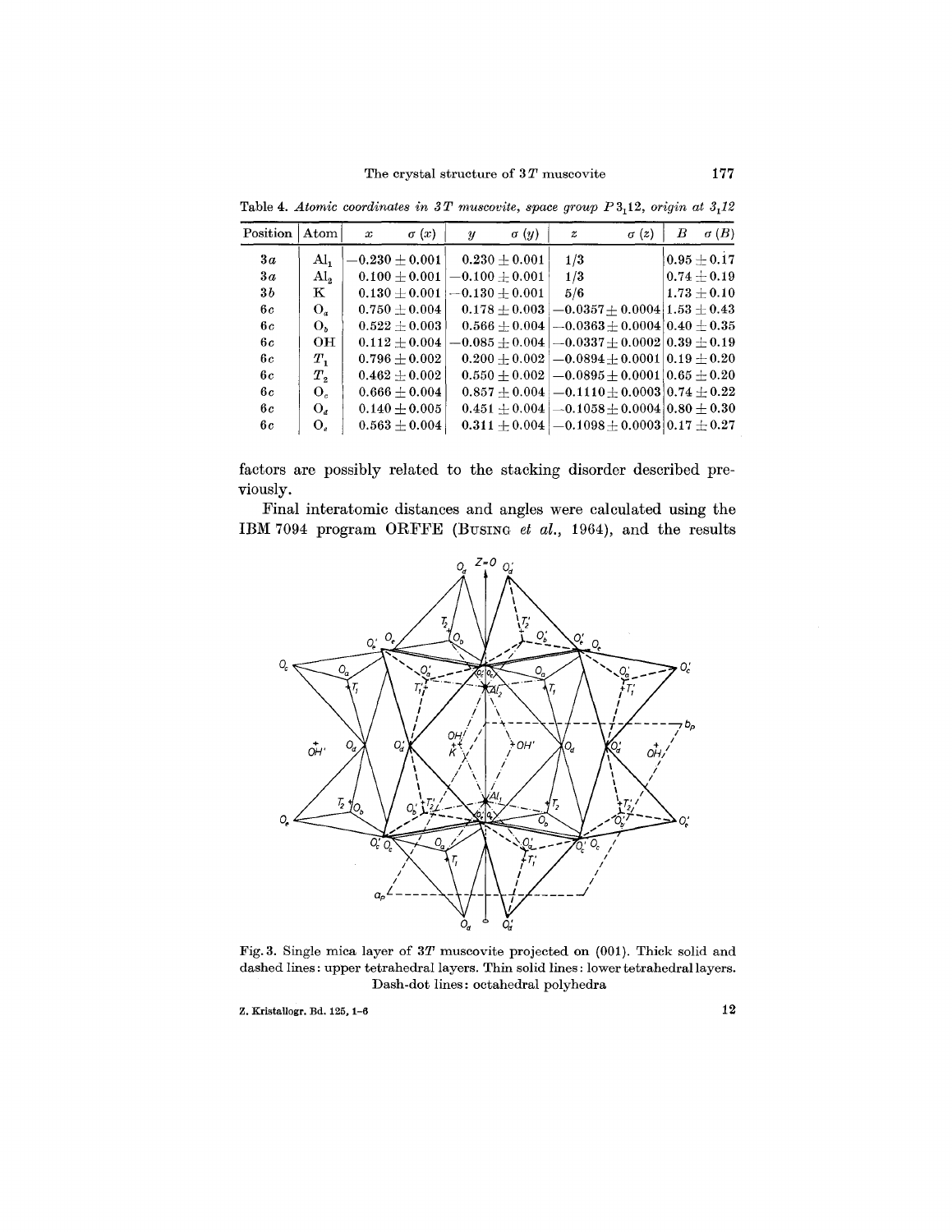Table 4. *Atomic coordinates in 3T muscovite, space group $P3_112$, origin at $3_112$*

| Position | Atom | $x$ $\sigma(x)$ | $y$ $\sigma(y)$ | $z$ $\sigma(z)$ | $B$ $\sigma(B)$ |
|---|---|---|---|---|---|
| 3*a* | $Al_1$ | $-0.230 \pm 0.001$ | $0.230 \pm 0.001$ | 1/3 | $0.95 \pm 0.17$ |
| 3*a* | $Al_2$ | $0.100 \pm 0.001$ | $-0.100 \pm 0.001$ | 1/3 | $0.74 \pm 0.19$ |
| 3*b* | K | $0.130 \pm 0.001$ | $-0.130 \pm 0.001$ | 5/6 | $1.73 \pm 0.10$ |
| 6*c* | $O_a$ | $0.750 \pm 0.004$ | $0.178 \pm 0.003$ | $-0.0357 \pm 0.0004$ | $1.53 \pm 0.43$ |
| 6*c* | $O_b$ | $0.522 \pm 0.003$ | $0.566 \pm 0.004$ | $-0.0363 \pm 0.0004$ | $0.40 \pm 0.35$ |
| 6*c* | OH | $0.112 \pm 0.004$ | $-0.085 \pm 0.004$ | $-0.0337 \pm 0.0002$ | $0.39 \pm 0.19$ |
| 6*c* | $T_1$ | $0.796 \pm 0.002$ | $0.200 \pm 0.002$ | $-0.0894 \pm 0.0001$ | $0.19 \pm 0.20$ |
| 6*c* | $T_2$ | $0.462 \pm 0.002$ | $0.550 \pm 0.002$ | $-0.0895 \pm 0.0001$ | $0.65 \pm 0.20$ |
| 6*c* | $O_c$ | $0.666 \pm 0.004$ | $0.857 \pm 0.004$ | $-0.1110 \pm 0.0003$ | $0.74 \pm 0.22$ |
| 6*c* | $O_d$ | $0.140 \pm 0.005$ | $0.451 \pm 0.004$ | $-0.1058 \pm 0.0004$ | $0.80 \pm 0.30$ |
| 6*c* | $O_e$ | $0.563 \pm 0.004$ | $0.311 \pm 0.004$ | $-0.1098 \pm 0.0003$ | $0.17 \pm 0.27$ |

factors are possibly related to the stacking disorder described previously.

Final interatomic distances and angles were calculated using the IBM 7094 program ORFFE (BUSING *et al.*, 1964), and the results

Fig. 3. Single mica layer of 3*T* muscovite projected on (001). Thick solid and dashed lines: upper tetrahedral layers. Thin solid lines: lower tetrahedral layers. Dash-dot lines: octahedral polyhedra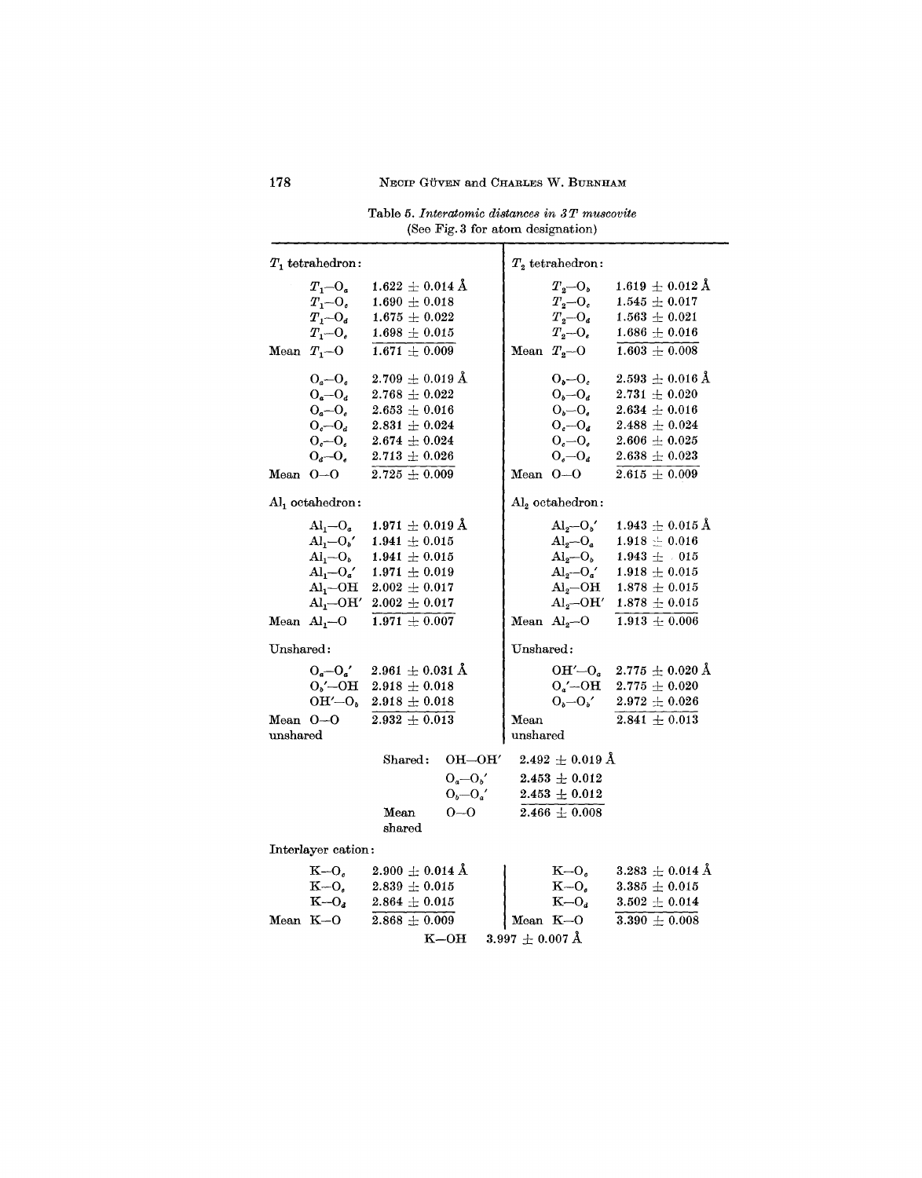Table 5. *Interatomic distances in 3T muscovite*
(See Fig. 3 for atom designation)

| $T_1$ tetrahedron: | | $T_2$ tetrahedron: | |
|---|---|---|---|
| $T_1$—$O_a$ | 1.622 ± 0.014 Å | $T_2$—$O_b$ | 1.619 ± 0.012 Å |
| $T_1$—$O_c$ | 1.690 ± 0.018 | $T_2$—$O_c$ | 1.545 ± 0.017 |
| $T_1$—$O_d$ | 1.675 ± 0.022 | $T_2$—$O_d$ | 1.563 ± 0.021 |
| $T_1$—$O_e$ | 1.698 ± 0.015 | $T_2$—$O_e$ | 1.686 ± 0.016 |
| Mean $T_1$—O | 1.671 ± 0.009 | Mean $T_2$—O | 1.603 ± 0.008 |
| $O_a$—$O_c$ | 2.709 ± 0.019 Å | $O_b$—$O_c$ | 2.593 ± 0.016 Å |
| $O_a$—$O_d$ | 2.768 ± 0.022 | $O_b$—$O_d$ | 2.731 ± 0.020 |
| $O_a$—$O_e$ | 2.653 ± 0.016 | $O_b$—$O_e$ | 2.634 ± 0.016 |
| $O_c$—$O_d$ | 2.831 ± 0.024 | $O_c$—$O_d$ | 2.488 ± 0.024 |
| $O_c$—$O_e$ | 2.674 ± 0.024 | $O_c$—$O_e$ | 2.606 ± 0.025 |
| $O_d$—$O_e$ | 2.713 ± 0.026 | $O_e$—$O_d$ | 2.638 ± 0.023 |
| Mean O—O | 2.725 ± 0.009 | Mean O—O | 2.615 ± 0.009 |
| $Al_1$ octahedron: | | $Al_2$ octahedron: | |
| $Al_1$—$O_a$ | 1.971 ± 0.019 Å | $Al_2$—$O_b'$ | 1.943 ± 0.015 Å |
| $Al_1$—$O_b'$ | 1.941 ± 0.015 | $Al_2$—$O_a$ | 1.918 ± 0.016 |
| $Al_1$—$O_b$ | 1.941 ± 0.015 | $Al_2$—$O_b$ | 1.943 ± 0.015 |
| $Al_1$—$O_a'$ | 1.971 ± 0.019 | $Al_2$—$O_a'$ | 1.918 ± 0.015 |
| $Al_1$—OH | 2.002 ± 0.017 | $Al_2$—OH | 1.878 ± 0.015 |
| $Al_1$—OH′ | 2.002 ± 0.017 | $Al_2$—OH′ | 1.878 ± 0.015 |
| Mean $Al_1$—O | 1.971 ± 0.007 | Mean $Al_2$—O | 1.913 ± 0.006 |
| Unshared: | | Unshared: | |
| $O_a$—$O_a'$ | 2.961 ± 0.031 Å | OH′—$O_a$ | 2.775 ± 0.020 Å |
| $O_b'$—OH | 2.918 ± 0.018 | $O_a'$—OH | 2.775 ± 0.020 |
| OH′—$O_b$ | 2.918 ± 0.018 | $O_b$—$O_b'$ | 2.972 ± 0.026 |
| Mean O—O unshared | 2.932 ± 0.013 | Mean unshared | 2.841 ± 0.013 |

| Shared: | |
|---|---|
| OH—OH′ | 2.492 ± 0.019 Å |
| $O_a$—$O_b'$ | 2.453 ± 0.012 |
| $O_b$—$O_a'$ | 2.453 ± 0.012 |
| Mean shared O—O | 2.466 ± 0.008 |

| Interlayer cation: | | | |
|---|---|---|---|
| K—$O_c$ | 2.900 ± 0.014 Å | K—$O_c$ | 3.283 ± 0.014 Å |
| K—$O_e$ | 2.839 ± 0.015 | K—$O_e$ | 3.385 ± 0.015 |
| K—$O_d$ | 2.864 ± 0.015 | K—$O_d$ | 3.502 ± 0.014 |
| Mean K—O | 2.868 ± 0.009 | Mean K—O | 3.390 ± 0.008 |

K—OH 3.997 ± 0.007 Å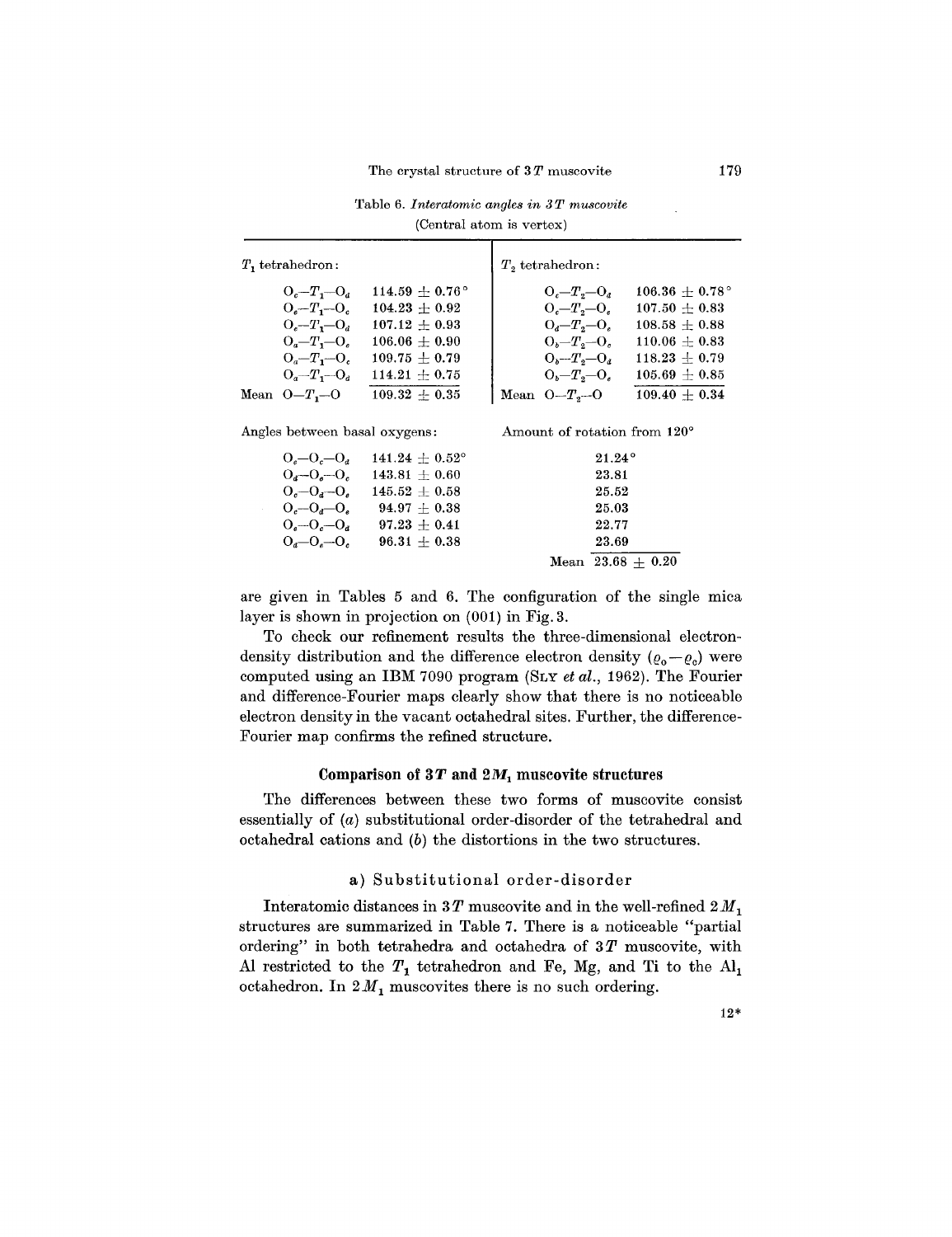Table 6. *Interatomic angles in 3T muscovite*
(Central atom is vertex)

| $T_1$ tetrahedron: | | $T_2$ tetrahedron: | |
|---|---|---|---|
| $O_c$—$T_1$—$O_d$ | 114.59 ± 0.76° | $O_c$—$T_2$—$O_d$ | 106.36 ± 0.78° |
| $O_e$—$T_1$—$O_c$ | 104.23 ± 0.92 | $O_c$—$T_2$—$O_e$ | 107.50 ± 0.83 |
| $O_e$—$T_1$—$O_d$ | 107.12 ± 0.93 | $O_d$—$T_2$—$O_e$ | 108.58 ± 0.88 |
| $O_a$—$T_1$—$O_e$ | 106.06 ± 0.90 | $O_b$—$T_2$—$O_c$ | 110.06 ± 0.83 |
| $O_a$—$T_1$—$O_c$ | 109.75 ± 0.79 | $O_b$—$T_2$—$O_d$ | 118.23 ± 0.79 |
| $O_a$—$T_1$—$O_d$ | 114.21 ± 0.75 | $O_b$—$T_2$—$O_e$ | 105.69 ± 0.85 |
| Mean O—$T_1$—O | 109.32 ± 0.35 | Mean O—$T_2$—O | 109.40 ± 0.34 |

| Angles between basal oxygens: | | Amount of rotation from 120° |
|---|---|---|
| $O_e$—$O_c$—$O_d$ | 141.24 ± 0.52° | 21.24° |
| $O_d$—$O_e$—$O_c$ | 143.81 ± 0.60 | 23.81 |
| $O_c$—$O_d$—$O_e$ | 145.52 ± 0.58 | 25.52 |
| $O_c$—$O_d$—$O_e$ | 94.97 ± 0.38 | 25.03 |
| $O_e$—$O_c$—$O_d$ | 97.23 ± 0.41 | 22.77 |
| $O_d$—$O_e$—$O_c$ | 96.31 ± 0.38 | 23.69 |
| | | Mean 23.68 ± 0.20 |

are given in Tables 5 and 6. The configuration of the single mica layer is shown in projection on (001) in Fig. 3.

To check our refinement results the three-dimensional electron-density distribution and the difference electron density ($\varrho_o - \varrho_c$) were computed using an IBM 7090 program (SLY *et al.*, 1962). The Fourier and difference-Fourier maps clearly show that there is no noticeable electron density in the vacant octahedral sites. Further, the difference-Fourier map confirms the refined structure.

## Comparison of 3*T* and 2$M_1$ muscovite structures

The differences between these two forms of muscovite consist essentially of (*a*) substitutional order-disorder of the tetrahedral and octahedral cations and (*b*) the distortions in the two structures.

### a) Substitutional order-disorder

Interatomic distances in 3*T* muscovite and in the well-refined 2$M_1$ structures are summarized in Table 7. There is a noticeable "partial ordering" in both tetrahedra and octahedra of 3*T* muscovite, with Al restricted to the $T_1$ tetrahedron and Fe, Mg, and Ti to the $Al_1$ octahedron. In 2$M_1$ muscovites there is no such ordering.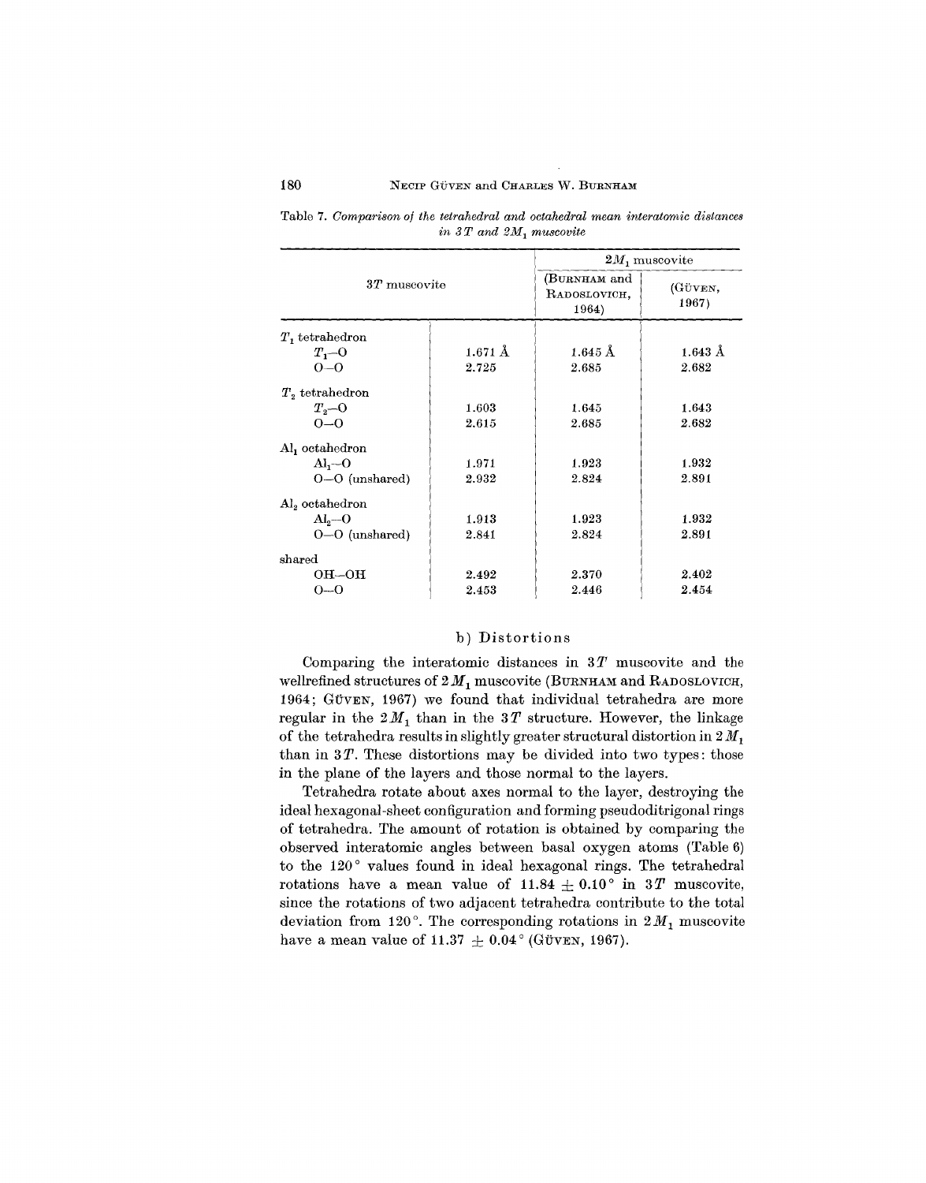Table 7. *Comparison of the tetrahedral and octahedral mean interatomic distances in $3T$ and $2M_1$ muscovite*

| $3T$ muscovite | | $2M_1$ muscovite (BURNHAM and RADOSLOVICH, 1964) | $2M_1$ muscovite (GÜVEN, 1967) |
|---|---|---|---|
| $T_1$ tetrahedron | | | |
| $T_1$–O | 1.671 Å | 1.645 Å | 1.643 Å |
| O–O | 2.725 | 2.685 | 2.682 |
| $T_2$ tetrahedron | | | |
| $T_2$–O | 1.603 | 1.645 | 1.643 |
| O–O | 2.615 | 2.685 | 2.682 |
| $Al_1$ octahedron | | | |
| $Al_1$–O | 1.971 | 1.923 | 1.932 |
| O–O (unshared) | 2.932 | 2.824 | 2.891 |
| $Al_2$ octahedron | | | |
| $Al_2$–O | 1.913 | 1.923 | 1.932 |
| O–O (unshared) | 2.841 | 2.824 | 2.891 |
| shared | | | |
| OH–OH | 2.492 | 2.370 | 2.402 |
| O–O | 2.453 | 2.446 | 2.454 |

### b) Distortions

Comparing the interatomic distances in $3T$ muscovite and the wellrefined structures of $2M_1$ muscovite (BURNHAM and RADOSLOVICH, 1964; GÜVEN, 1967) we found that individual tetrahedra are more regular in the $2M_1$ than in the $3T$ structure. However, the linkage of the tetrahedra results in slightly greater structural distortion in $2M_1$ than in $3T$. These distortions may be divided into two types: those in the plane of the layers and those normal to the layers.

Tetrahedra rotate about axes normal to the layer, destroying the ideal hexagonal-sheet configuration and forming pseudoditrigonal rings of tetrahedra. The amount of rotation is obtained by comparing the observed interatomic angles between basal oxygen atoms (Table 6) to the 120° values found in ideal hexagonal rings. The tetrahedral rotations have a mean value of $11.84 \pm 0.10°$ in $3T$ muscovite, since the rotations of two adjacent tetrahedra contribute to the total deviation from 120°. The corresponding rotations in $2M_1$ muscovite have a mean value of $11.37 \pm 0.04°$ (GÜVEN, 1967).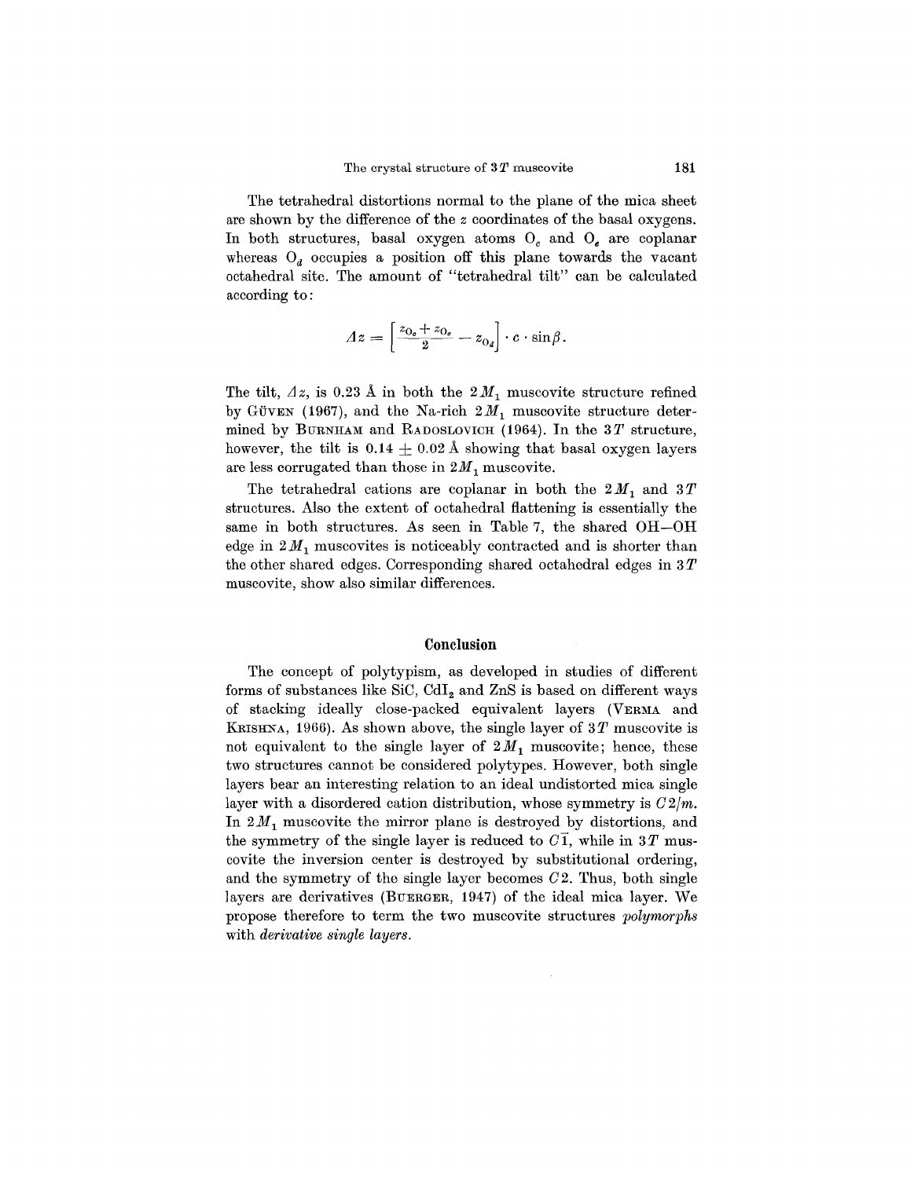The tetrahedral distortions normal to the plane of the mica sheet are shown by the difference of the $z$ coordinates of the basal oxygens. In both structures, basal oxygen atoms $O_c$ and $O_e$ are coplanar whereas $O_d$ occupies a position off this plane towards the vacant octahedral site. The amount of "tetrahedral tilt" can be calculated according to:

$$\Delta z = \left[ \frac{z_{O_c} + z_{O_e}}{2} - z_{O_d} \right] \cdot c \cdot \sin\beta .$$

The tilt, $\Delta z$, is 0.23 Å in both the $2M_1$ muscovite structure refined by GÜVEN (1967), and the Na-rich $2M_1$ muscovite structure determined by BURNHAM and RADOSLOVICH (1964). In the $3T$ structure, however, the tilt is $0.14 \pm 0.02$ Å showing that basal oxygen layers are less corrugated than those in $2M_1$ muscovite.

The tetrahedral cations are coplanar in both the $2M_1$ and $3T$ structures. Also the extent of octahedral flattening is essentially the same in both structures. As seen in Table 7, the shared OH—OH edge in $2M_1$ muscovites is noticeably contracted and is shorter than the other shared edges. Corresponding shared octahedral edges in $3T$ muscovite, show also similar differences.

## Conclusion

The concept of polytypism, as developed in studies of different forms of substances like SiC, $CdI_2$ and ZnS is based on different ways of stacking ideally close-packed equivalent layers (VERMA and KRISHNA, 1966). As shown above, the single layer of $3T$ muscovite is not equivalent to the single layer of $2M_1$ muscovite; hence, these two structures cannot be considered polytypes. However, both single layers bear an interesting relation to an ideal undistorted mica single layer with a disordered cation distribution, whose symmetry is $C2/m$. In $2M_1$ muscovite the mirror plane is destroyed by distortions, and the symmetry of the single layer is reduced to $C\bar{1}$, while in $3T$ muscovite the inversion center is destroyed by substitutional ordering, and the symmetry of the single layer becomes $C2$. Thus, both single layers are derivatives (BUERGER, 1947) of the ideal mica layer. We propose therefore to term the two muscovite structures *polymorphs* with *derivative single layers*.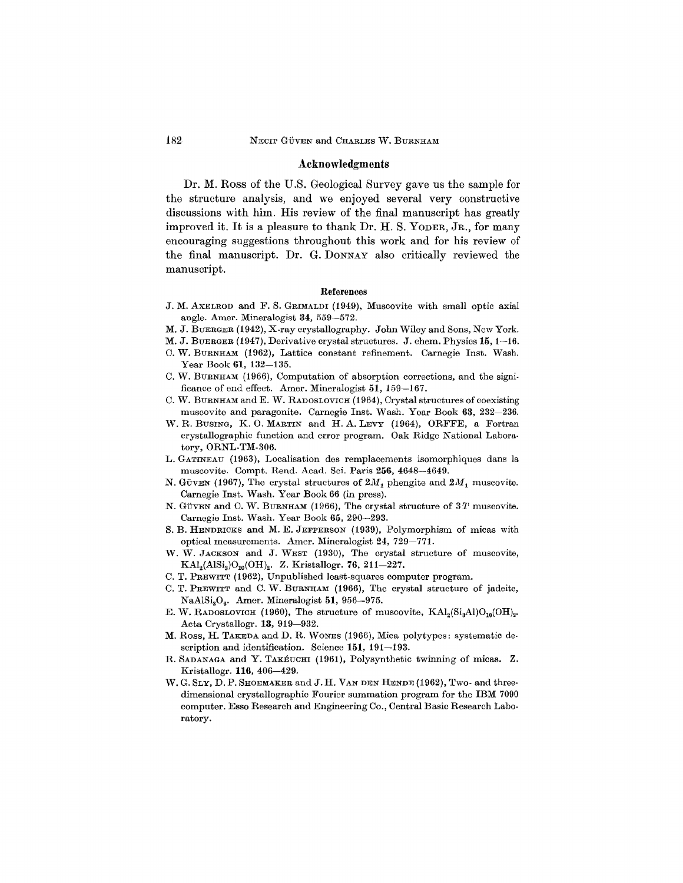## Acknowledgments

Dr. M. Ross of the U.S. Geological Survey gave us the sample for the structure analysis, and we enjoyed several very constructive discussions with him. His review of the final manuscript has greatly improved it. It is a pleasure to thank Dr. H. S. Yoder, Jr., for many encouraging suggestions throughout this work and for his review of the final manuscript. Dr. G. Donnay also critically reviewed the manuscript.

### References

J. M. Axelrod and F. S. Grimaldi (1949), Muscovite with small optic axial angle. Amer. Mineralogist **34**, 559—572.

M. J. Buerger (1942), X-ray crystallography. John Wiley and Sons, New York.

M. J. Buerger (1947), Derivative crystal structures. J. chem. Physics **15**, 1—16.

C. W. Burnham (1962), Lattice constant refinement. Carnegie Inst. Wash. Year Book **61**, 132—135.

C. W. Burnham (1966), Computation of absorption corrections, and the significance of end effect. Amer. Mineralogist **51**, 159—167.

C. W. Burnham and E. W. Radoslovich (1964), Crystal structures of coexisting muscovite and paragonite. Carnegie Inst. Wash. Year Book **63**, 232—236.

W. R. Busing, K. O. Martin and H. A. Levy (1964), ORFFE, a Fortran crystallographic function and error program. Oak Ridge National Laboratory, ORNL-TM-306.

L. Gatineau (1963), Localisation des remplacements isomorphiques dans la muscovite. Compt. Rend. Acad. Sci. Paris **256**, 4648—4649.

N. Güven (1967), The crystal structures of $2M_1$ phengite and $2M_1$ muscovite. Carnegie Inst. Wash. Year Book **66** (in press).

N. Güven and C. W. Burnham (1966), The crystal structure of $3T$ muscovite. Carnegie Inst. Wash. Year Book **65**, 290—293.

S. B. Hendricks and M. E. Jefferson (1939), Polymorphism of micas with optical measurements. Amer. Mineralogist **24**, 729—771.

W. W. Jackson and J. West (1930), The crystal structure of muscovite, $KAl_2(AlSi_3)O_{10}(OH)_2$. Z. Kristallogr. **76**, 211—227.

C. T. Prewitt (1962), Unpublished least-squares computer program.

C. T. Prewitt and C. W. Burnham (1966), The crystal structure of jadeite, $NaAlSi_2O_6$. Amer. Mineralogist **51**, 956—975.

E. W. Radoslovich (1960), The structure of muscovite, $KAl_2(Si_3Al)O_{10}(OH)_2$. Acta Crystallogr. **13**, 919—932.

M. Ross, H. Takeda and D. R. Wones (1966), Mica polytypes: systematic description and identification. Science **151**, 191—193.

R. Sadanaga and Y. Takéuchi (1961), Polysynthetic twinning of micas. Z. Kristallogr. **116**, 406—429.

W. G. Sly, D. P. Shoemaker and J. H. Van den Hende (1962), Two- and three-dimensional crystallographic Fourier summation program for the IBM 7090 computer. Esso Research and Engineering Co., Central Basic Research Laboratory.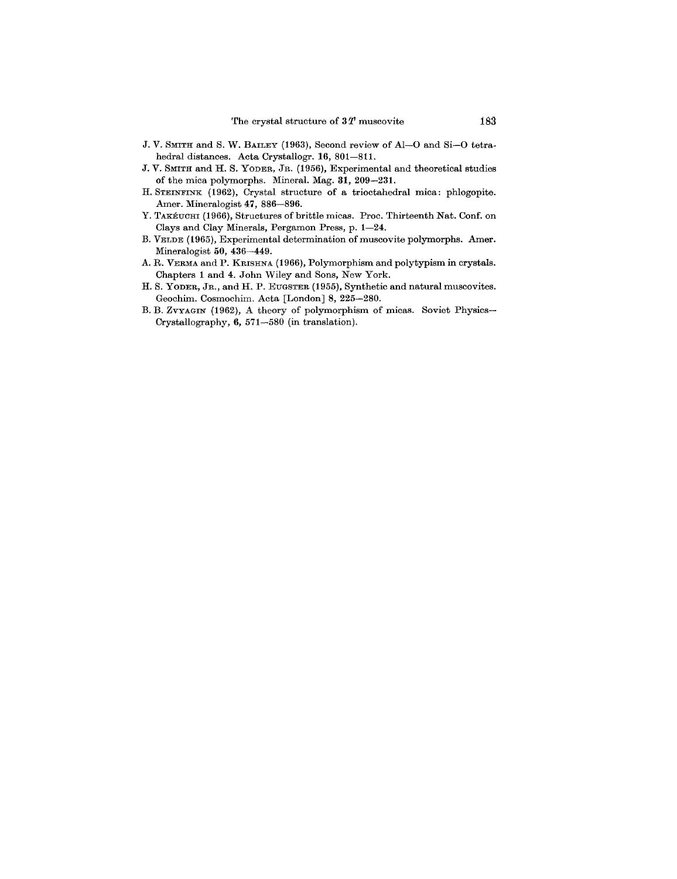J. V. SMITH and S. W. BAILEY (1963), Second review of Al—O and Si—O tetrahedral distances. Acta Crystallogr. **16**, 801—811.

J. V. SMITH and H. S. YODER, JR. (1956), Experimental and theoretical studies of the mica polymorphs. Mineral. Mag. **31**, 209—231.

H. STEINFINK (1962), Crystal structure of a trioctahedral mica: phlogopite. Amer. Mineralogist **47**, 886—896.

Y. TAKÉUCHI (1966), Structures of brittle micas. Proc. Thirteenth Nat. Conf. on Clays and Clay Minerals, Pergamon Press, p. 1—24.

B. VELDE (1965), Experimental determination of muscovite polymorphs. Amer. Mineralogist **50**, 436—449.

A. R. VERMA and P. KRISHNA (1966), Polymorphism and polytypism in crystals. Chapters 1 and 4. John Wiley and Sons, New York.

H. S. YODER, JR., and H. P. EUGSTER (1955), Synthetic and natural muscovites. Geochim. Cosmochim. Acta [London] **8**, 225—280.

B. B. ZVYAGIN (1962), A theory of polymorphism of micas. Soviet Physics—Crystallography, **6**, 571—580 (in translation).